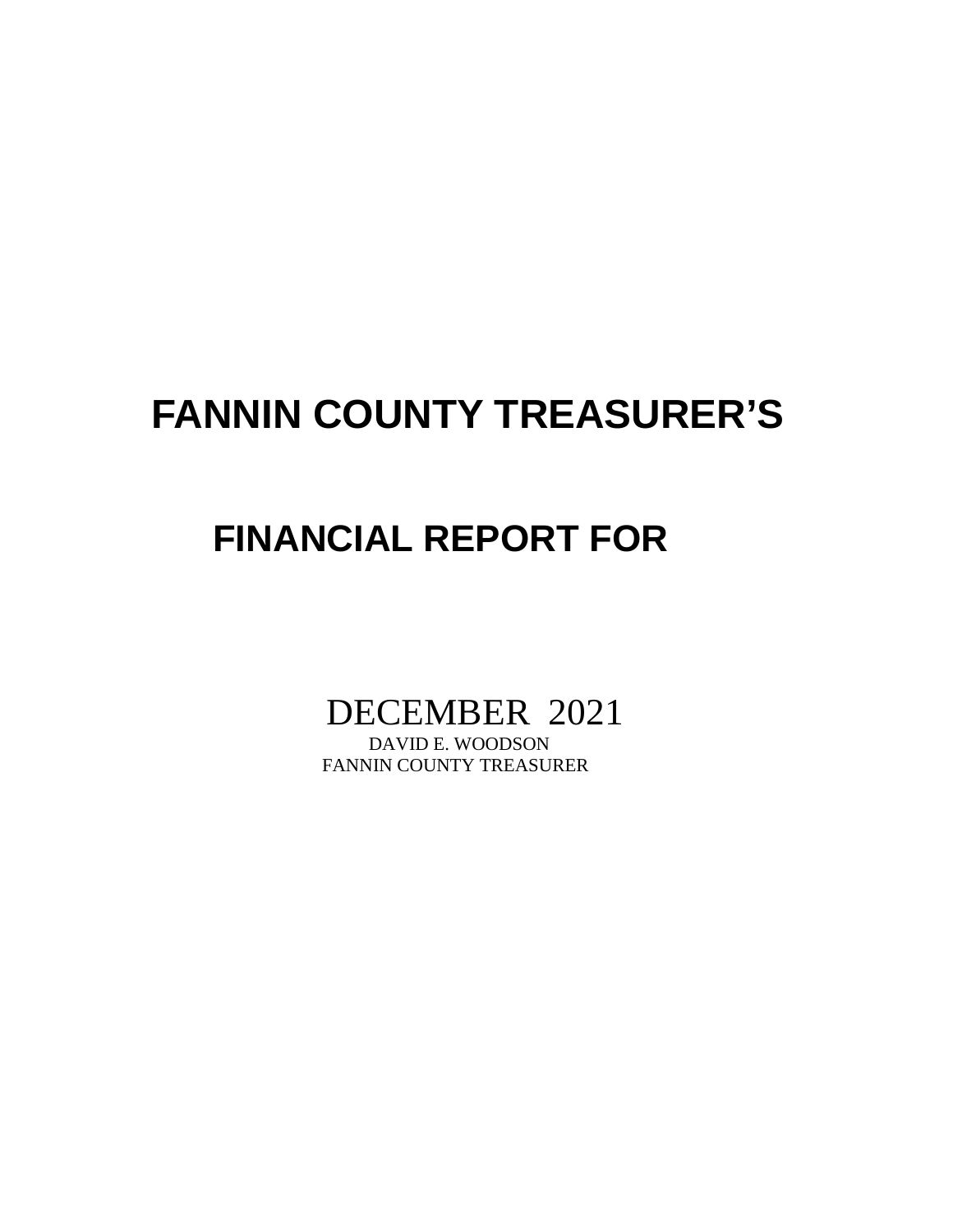# FANNIN COUNTY TREASURER'S

## FINANCIAL REPORT FOR

DECEMBER 2021

DAVID E. WOODSON

FANNIN COUNTY TREASURER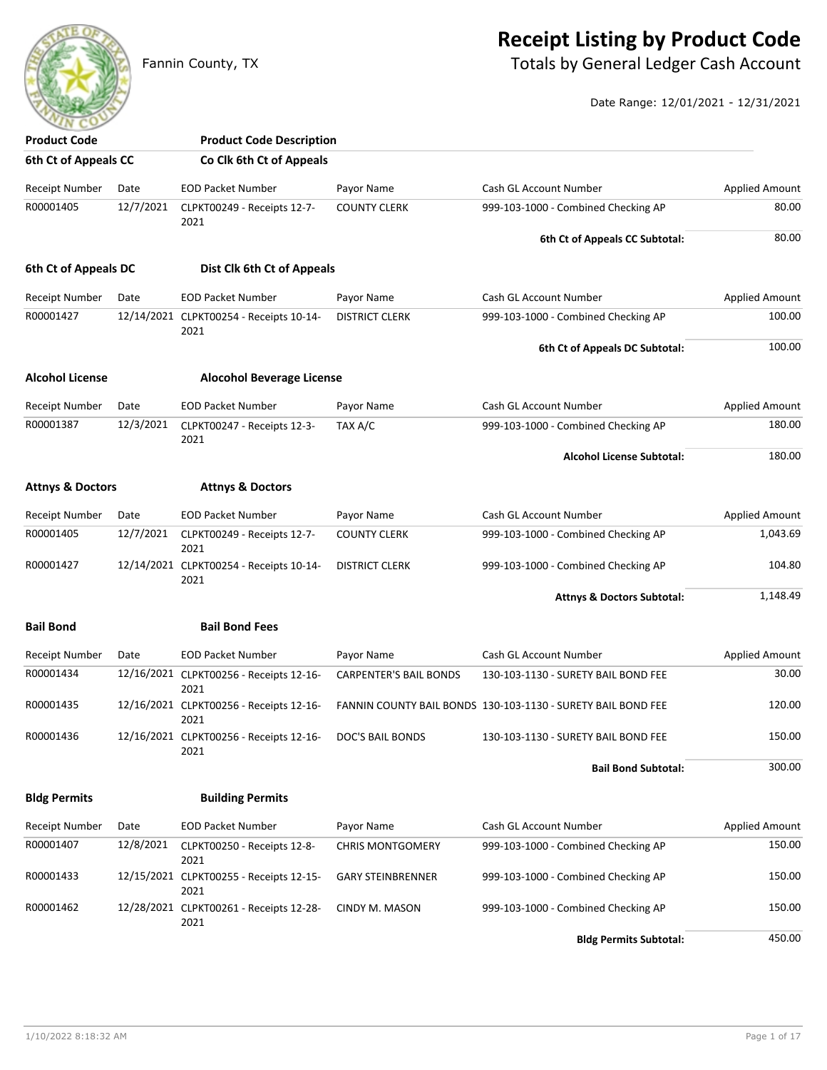Fannin County, TX

# Receipt Listing by Product Code

## Totals by General Ledger Cash Account

Date Range: 12/01/2021 - 12/31/2021

| Product Code | Product Code Description |
|---|---|

### 6th Ct of Appeals CC — Co Clk 6th Ct of Appeals

| Receipt Number | Date | EOD Packet Number | Payor Name | Cash GL Account Number | Applied Amount |
|---|---|---|---|---|---|
| R00001405 | 12/7/2021 | CLPKT00249 - Receipts 12-7-2021 | COUNTY CLERK | 999-103-1000 - Combined Checking AP | 80.00 |
| | | | | **6th Ct of Appeals CC Subtotal:** | 80.00 |

### 6th Ct of Appeals DC — Dist Clk 6th Ct of Appeals

| Receipt Number | Date | EOD Packet Number | Payor Name | Cash GL Account Number | Applied Amount |
|---|---|---|---|---|---|
| R00001427 | 12/14/2021 | CLPKT00254 - Receipts 10-14-2021 | DISTRICT CLERK | 999-103-1000 - Combined Checking AP | 100.00 |
| | | | | **6th Ct of Appeals DC Subtotal:** | 100.00 |

### Alcohol License — Alocohol Beverage License

| Receipt Number | Date | EOD Packet Number | Payor Name | Cash GL Account Number | Applied Amount |
|---|---|---|---|---|---|
| R00001387 | 12/3/2021 | CLPKT00247 - Receipts 12-3-2021 | TAX A/C | 999-103-1000 - Combined Checking AP | 180.00 |
| | | | | **Alcohol License Subtotal:** | 180.00 |

### Attnys & Doctors — Attnys & Doctors

| Receipt Number | Date | EOD Packet Number | Payor Name | Cash GL Account Number | Applied Amount |
|---|---|---|---|---|---|
| R00001405 | 12/7/2021 | CLPKT00249 - Receipts 12-7-2021 | COUNTY CLERK | 999-103-1000 - Combined Checking AP | 1,043.69 |
| R00001427 | 12/14/2021 | CLPKT00254 - Receipts 10-14-2021 | DISTRICT CLERK | 999-103-1000 - Combined Checking AP | 104.80 |
| | | | | **Attnys & Doctors Subtotal:** | 1,148.49 |

### Bail Bond — Bail Bond Fees

| Receipt Number | Date | EOD Packet Number | Payor Name | Cash GL Account Number | Applied Amount |
|---|---|---|---|---|---|
| R00001434 | 12/16/2021 | CLPKT00256 - Receipts 12-16-2021 | CARPENTER'S BAIL BONDS | 130-103-1130 - SURETY BAIL BOND FEE | 30.00 |
| R00001435 | 12/16/2021 | CLPKT00256 - Receipts 12-16-2021 | FANNIN COUNTY BAIL BONDS | 130-103-1130 - SURETY BAIL BOND FEE | 120.00 |
| R00001436 | 12/16/2021 | CLPKT00256 - Receipts 12-16-2021 | DOC'S BAIL BONDS | 130-103-1130 - SURETY BAIL BOND FEE | 150.00 |
| | | | | **Bail Bond Subtotal:** | 300.00 |

### Bldg Permits — Building Permits

| Receipt Number | Date | EOD Packet Number | Payor Name | Cash GL Account Number | Applied Amount |
|---|---|---|---|---|---|
| R00001407 | 12/8/2021 | CLPKT00250 - Receipts 12-8-2021 | CHRIS MONTGOMERY | 999-103-1000 - Combined Checking AP | 150.00 |
| R00001433 | 12/15/2021 | CLPKT00255 - Receipts 12-15-2021 | GARY STEINBRENNER | 999-103-1000 - Combined Checking AP | 150.00 |
| R00001462 | 12/28/2021 | CLPKT00261 - Receipts 12-28-2021 | CINDY M. MASON | 999-103-1000 - Combined Checking AP | 150.00 |
| | | | | **Bldg Permits Subtotal:** | 450.00 |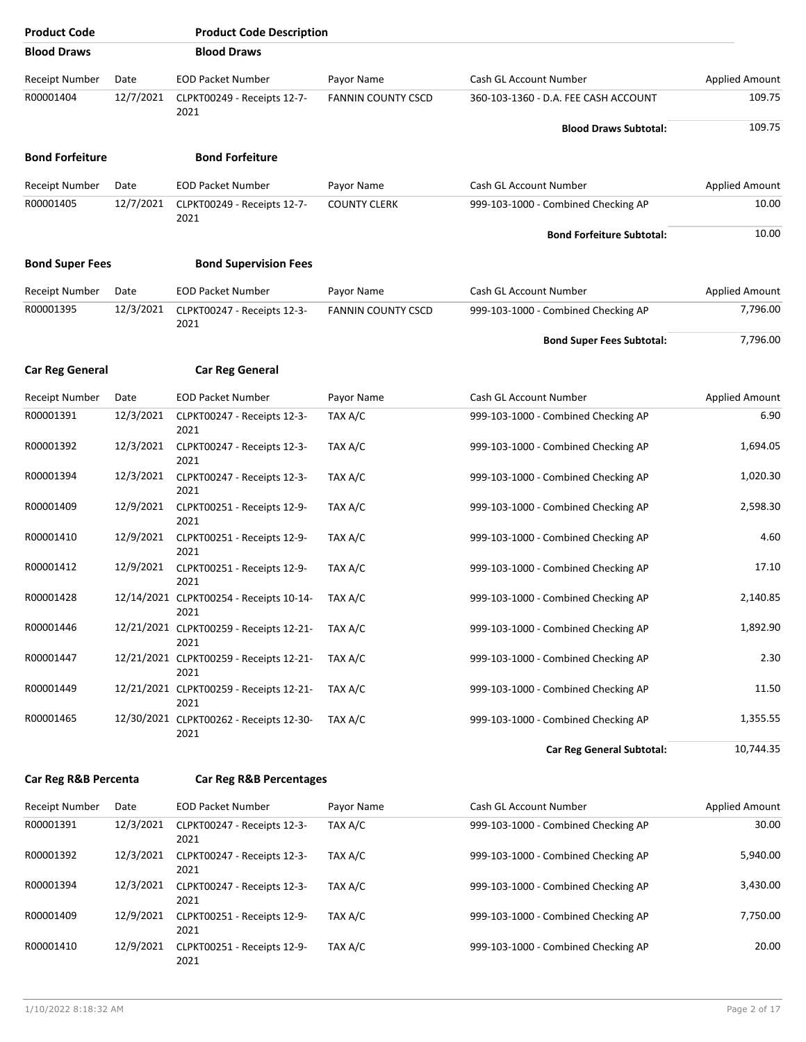| Product Code | | Product Code Description | | | |
|---|---|---|---|---|---|
| **Blood Draws** | | **Blood Draws** | | | |
| Receipt Number | Date | EOD Packet Number | Payor Name | Cash GL Account Number | Applied Amount |
| R00001404 | 12/7/2021 | CLPKT00249 - Receipts 12-7-2021 | FANNIN COUNTY CSCD | 360-103-1360 - D.A. FEE CASH ACCOUNT | 109.75 |
| | | | | **Blood Draws Subtotal:** | 109.75 |
| **Bond Forfeiture** | | **Bond Forfeiture** | | | |
| Receipt Number | Date | EOD Packet Number | Payor Name | Cash GL Account Number | Applied Amount |
| R00001405 | 12/7/2021 | CLPKT00249 - Receipts 12-7-2021 | COUNTY CLERK | 999-103-1000 - Combined Checking AP | 10.00 |
| | | | | **Bond Forfeiture Subtotal:** | 10.00 |
| **Bond Super Fees** | | **Bond Supervision Fees** | | | |
| Receipt Number | Date | EOD Packet Number | Payor Name | Cash GL Account Number | Applied Amount |
| R00001395 | 12/3/2021 | CLPKT00247 - Receipts 12-3-2021 | FANNIN COUNTY CSCD | 999-103-1000 - Combined Checking AP | 7,796.00 |
| | | | | **Bond Super Fees Subtotal:** | 7,796.00 |
| **Car Reg General** | | **Car Reg General** | | | |
| Receipt Number | Date | EOD Packet Number | Payor Name | Cash GL Account Number | Applied Amount |
| R00001391 | 12/3/2021 | CLPKT00247 - Receipts 12-3-2021 | TAX A/C | 999-103-1000 - Combined Checking AP | 6.90 |
| R00001392 | 12/3/2021 | CLPKT00247 - Receipts 12-3-2021 | TAX A/C | 999-103-1000 - Combined Checking AP | 1,694.05 |
| R00001394 | 12/3/2021 | CLPKT00247 - Receipts 12-3-2021 | TAX A/C | 999-103-1000 - Combined Checking AP | 1,020.30 |
| R00001409 | 12/9/2021 | CLPKT00251 - Receipts 12-9-2021 | TAX A/C | 999-103-1000 - Combined Checking AP | 2,598.30 |
| R00001410 | 12/9/2021 | CLPKT00251 - Receipts 12-9-2021 | TAX A/C | 999-103-1000 - Combined Checking AP | 4.60 |
| R00001412 | 12/9/2021 | CLPKT00251 - Receipts 12-9-2021 | TAX A/C | 999-103-1000 - Combined Checking AP | 17.10 |
| R00001428 | 12/14/2021 | CLPKT00254 - Receipts 10-14-2021 | TAX A/C | 999-103-1000 - Combined Checking AP | 2,140.85 |
| R00001446 | 12/21/2021 | CLPKT00259 - Receipts 12-21-2021 | TAX A/C | 999-103-1000 - Combined Checking AP | 1,892.90 |
| R00001447 | 12/21/2021 | CLPKT00259 - Receipts 12-21-2021 | TAX A/C | 999-103-1000 - Combined Checking AP | 2.30 |
| R00001449 | 12/21/2021 | CLPKT00259 - Receipts 12-21-2021 | TAX A/C | 999-103-1000 - Combined Checking AP | 11.50 |
| R00001465 | 12/30/2021 | CLPKT00262 - Receipts 12-30-2021 | TAX A/C | 999-103-1000 - Combined Checking AP | 1,355.55 |
| | | | | **Car Reg General Subtotal:** | 10,744.35 |
| **Car Reg R&B Percenta** | | **Car Reg R&B Percentages** | | | |
| Receipt Number | Date | EOD Packet Number | Payor Name | Cash GL Account Number | Applied Amount |
| R00001391 | 12/3/2021 | CLPKT00247 - Receipts 12-3-2021 | TAX A/C | 999-103-1000 - Combined Checking AP | 30.00 |
| R00001392 | 12/3/2021 | CLPKT00247 - Receipts 12-3-2021 | TAX A/C | 999-103-1000 - Combined Checking AP | 5,940.00 |
| R00001394 | 12/3/2021 | CLPKT00247 - Receipts 12-3-2021 | TAX A/C | 999-103-1000 - Combined Checking AP | 3,430.00 |
| R00001409 | 12/9/2021 | CLPKT00251 - Receipts 12-9-2021 | TAX A/C | 999-103-1000 - Combined Checking AP | 7,750.00 |
| R00001410 | 12/9/2021 | CLPKT00251 - Receipts 12-9-2021 | TAX A/C | 999-103-1000 - Combined Checking AP | 20.00 |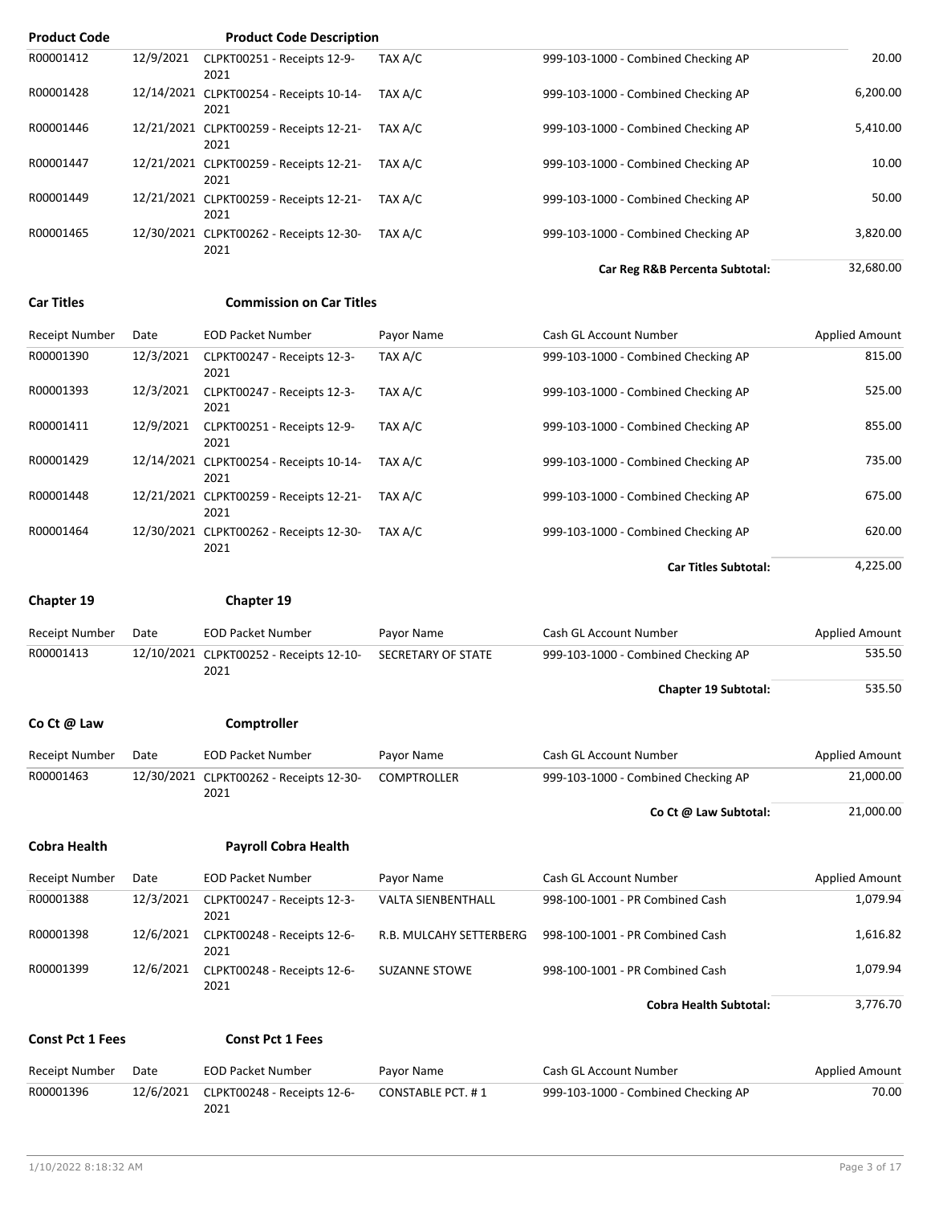| Product Code | | Product Code Description | | | |
|---|---|---|---|---|---|
| R00001412 | 12/9/2021 | CLPKT00251 - Receipts 12-9-2021 | TAX A/C | 999-103-1000 - Combined Checking AP | 20.00 |
| R00001428 | 12/14/2021 | CLPKT00254 - Receipts 10-14-2021 | TAX A/C | 999-103-1000 - Combined Checking AP | 6,200.00 |
| R00001446 | 12/21/2021 | CLPKT00259 - Receipts 12-21-2021 | TAX A/C | 999-103-1000 - Combined Checking AP | 5,410.00 |
| R00001447 | 12/21/2021 | CLPKT00259 - Receipts 12-21-2021 | TAX A/C | 999-103-1000 - Combined Checking AP | 10.00 |
| R00001449 | 12/21/2021 | CLPKT00259 - Receipts 12-21-2021 | TAX A/C | 999-103-1000 - Combined Checking AP | 50.00 |
| R00001465 | 12/30/2021 | CLPKT00262 - Receipts 12-30-2021 | TAX A/C | 999-103-1000 - Combined Checking AP | 3,820.00 |
| | | | | **Car Reg R&B Percenta Subtotal:** | 32,680.00 |

**Car Titles** **Commission on Car Titles**

| Receipt Number | Date | EOD Packet Number | Payor Name | Cash GL Account Number | Applied Amount |
|---|---|---|---|---|---|
| R00001390 | 12/3/2021 | CLPKT00247 - Receipts 12-3-2021 | TAX A/C | 999-103-1000 - Combined Checking AP | 815.00 |
| R00001393 | 12/3/2021 | CLPKT00247 - Receipts 12-3-2021 | TAX A/C | 999-103-1000 - Combined Checking AP | 525.00 |
| R00001411 | 12/9/2021 | CLPKT00251 - Receipts 12-9-2021 | TAX A/C | 999-103-1000 - Combined Checking AP | 855.00 |
| R00001429 | 12/14/2021 | CLPKT00254 - Receipts 10-14-2021 | TAX A/C | 999-103-1000 - Combined Checking AP | 735.00 |
| R00001448 | 12/21/2021 | CLPKT00259 - Receipts 12-21-2021 | TAX A/C | 999-103-1000 - Combined Checking AP | 675.00 |
| R00001464 | 12/30/2021 | CLPKT00262 - Receipts 12-30-2021 | TAX A/C | 999-103-1000 - Combined Checking AP | 620.00 |
| | | | | **Car Titles Subtotal:** | 4,225.00 |

**Chapter 19** **Chapter 19**

| Receipt Number | Date | EOD Packet Number | Payor Name | Cash GL Account Number | Applied Amount |
|---|---|---|---|---|---|
| R00001413 | 12/10/2021 | CLPKT00252 - Receipts 12-10-2021 | SECRETARY OF STATE | 999-103-1000 - Combined Checking AP | 535.50 |
| | | | | **Chapter 19 Subtotal:** | 535.50 |

**Co Ct @ Law** **Comptroller**

| Receipt Number | Date | EOD Packet Number | Payor Name | Cash GL Account Number | Applied Amount |
|---|---|---|---|---|---|
| R00001463 | 12/30/2021 | CLPKT00262 - Receipts 12-30-2021 | COMPTROLLER | 999-103-1000 - Combined Checking AP | 21,000.00 |
| | | | | **Co Ct @ Law Subtotal:** | 21,000.00 |

**Cobra Health** **Payroll Cobra Health**

| Receipt Number | Date | EOD Packet Number | Payor Name | Cash GL Account Number | Applied Amount |
|---|---|---|---|---|---|
| R00001388 | 12/3/2021 | CLPKT00247 - Receipts 12-3-2021 | VALTA SIENBENTHALL | 998-100-1001 - PR Combined Cash | 1,079.94 |
| R00001398 | 12/6/2021 | CLPKT00248 - Receipts 12-6-2021 | R.B. MULCAHY SETTERBERG | 998-100-1001 - PR Combined Cash | 1,616.82 |
| R00001399 | 12/6/2021 | CLPKT00248 - Receipts 12-6-2021 | SUZANNE STOWE | 998-100-1001 - PR Combined Cash | 1,079.94 |
| | | | | **Cobra Health Subtotal:** | 3,776.70 |

**Const Pct 1 Fees** **Const Pct 1 Fees**

| Receipt Number | Date | EOD Packet Number | Payor Name | Cash GL Account Number | Applied Amount |
|---|---|---|---|---|---|
| R00001396 | 12/6/2021 | CLPKT00248 - Receipts 12-6-2021 | CONSTABLE PCT. # 1 | 999-103-1000 - Combined Checking AP | 70.00 |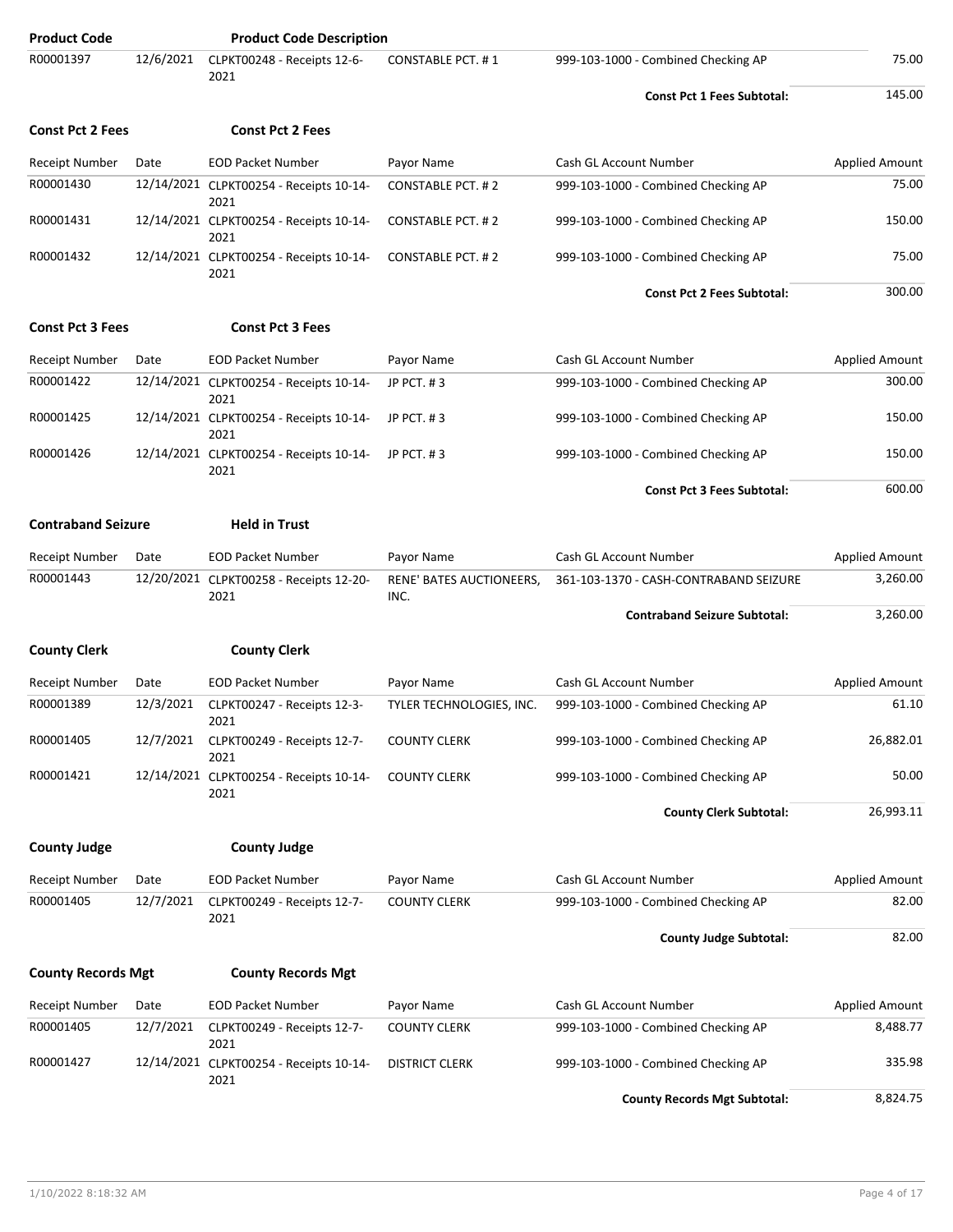| Product Code | | Product Code Description | | | |
|---|---|---|---|---|---|
| R00001397 | 12/6/2021 | CLPKT00248 - Receipts 12-6-2021 | CONSTABLE PCT. # 1 | 999-103-1000 - Combined Checking AP | 75.00 |
| | | | | **Const Pct 1 Fees Subtotal:** | 145.00 |

**Const Pct 2 Fees** **Const Pct 2 Fees**

| Receipt Number | Date | EOD Packet Number | Payor Name | Cash GL Account Number | Applied Amount |
|---|---|---|---|---|---|
| R00001430 | 12/14/2021 | CLPKT00254 - Receipts 10-14-2021 | CONSTABLE PCT. # 2 | 999-103-1000 - Combined Checking AP | 75.00 |
| R00001431 | 12/14/2021 | CLPKT00254 - Receipts 10-14-2021 | CONSTABLE PCT. # 2 | 999-103-1000 - Combined Checking AP | 150.00 |
| R00001432 | 12/14/2021 | CLPKT00254 - Receipts 10-14-2021 | CONSTABLE PCT. # 2 | 999-103-1000 - Combined Checking AP | 75.00 |
| | | | | **Const Pct 2 Fees Subtotal:** | 300.00 |

**Const Pct 3 Fees** **Const Pct 3 Fees**

| Receipt Number | Date | EOD Packet Number | Payor Name | Cash GL Account Number | Applied Amount |
|---|---|---|---|---|---|
| R00001422 | 12/14/2021 | CLPKT00254 - Receipts 10-14-2021 | JP PCT. # 3 | 999-103-1000 - Combined Checking AP | 300.00 |
| R00001425 | 12/14/2021 | CLPKT00254 - Receipts 10-14-2021 | JP PCT. # 3 | 999-103-1000 - Combined Checking AP | 150.00 |
| R00001426 | 12/14/2021 | CLPKT00254 - Receipts 10-14-2021 | JP PCT. # 3 | 999-103-1000 - Combined Checking AP | 150.00 |
| | | | | **Const Pct 3 Fees Subtotal:** | 600.00 |

**Contraband Seizure** **Held in Trust**

| Receipt Number | Date | EOD Packet Number | Payor Name | Cash GL Account Number | Applied Amount |
|---|---|---|---|---|---|
| R00001443 | 12/20/2021 | CLPKT00258 - Receipts 12-20-2021 | RENE' BATES AUCTIONEERS, INC. | 361-103-1370 - CASH-CONTRABAND SEIZURE | 3,260.00 |
| | | | | **Contraband Seizure Subtotal:** | 3,260.00 |

**County Clerk** **County Clerk**

| Receipt Number | Date | EOD Packet Number | Payor Name | Cash GL Account Number | Applied Amount |
|---|---|---|---|---|---|
| R00001389 | 12/3/2021 | CLPKT00247 - Receipts 12-3-2021 | TYLER TECHNOLOGIES, INC. | 999-103-1000 - Combined Checking AP | 61.10 |
| R00001405 | 12/7/2021 | CLPKT00249 - Receipts 12-7-2021 | COUNTY CLERK | 999-103-1000 - Combined Checking AP | 26,882.01 |
| R00001421 | 12/14/2021 | CLPKT00254 - Receipts 10-14-2021 | COUNTY CLERK | 999-103-1000 - Combined Checking AP | 50.00 |
| | | | | **County Clerk Subtotal:** | 26,993.11 |

**County Judge** **County Judge**

| Receipt Number | Date | EOD Packet Number | Payor Name | Cash GL Account Number | Applied Amount |
|---|---|---|---|---|---|
| R00001405 | 12/7/2021 | CLPKT00249 - Receipts 12-7-2021 | COUNTY CLERK | 999-103-1000 - Combined Checking AP | 82.00 |
| | | | | **County Judge Subtotal:** | 82.00 |

**County Records Mgt** **County Records Mgt**

| Receipt Number | Date | EOD Packet Number | Payor Name | Cash GL Account Number | Applied Amount |
|---|---|---|---|---|---|
| R00001405 | 12/7/2021 | CLPKT00249 - Receipts 12-7-2021 | COUNTY CLERK | 999-103-1000 - Combined Checking AP | 8,488.77 |
| R00001427 | 12/14/2021 | CLPKT00254 - Receipts 10-14-2021 | DISTRICT CLERK | 999-103-1000 - Combined Checking AP | 335.98 |
| | | | | **County Records Mgt Subtotal:** | 8,824.75 |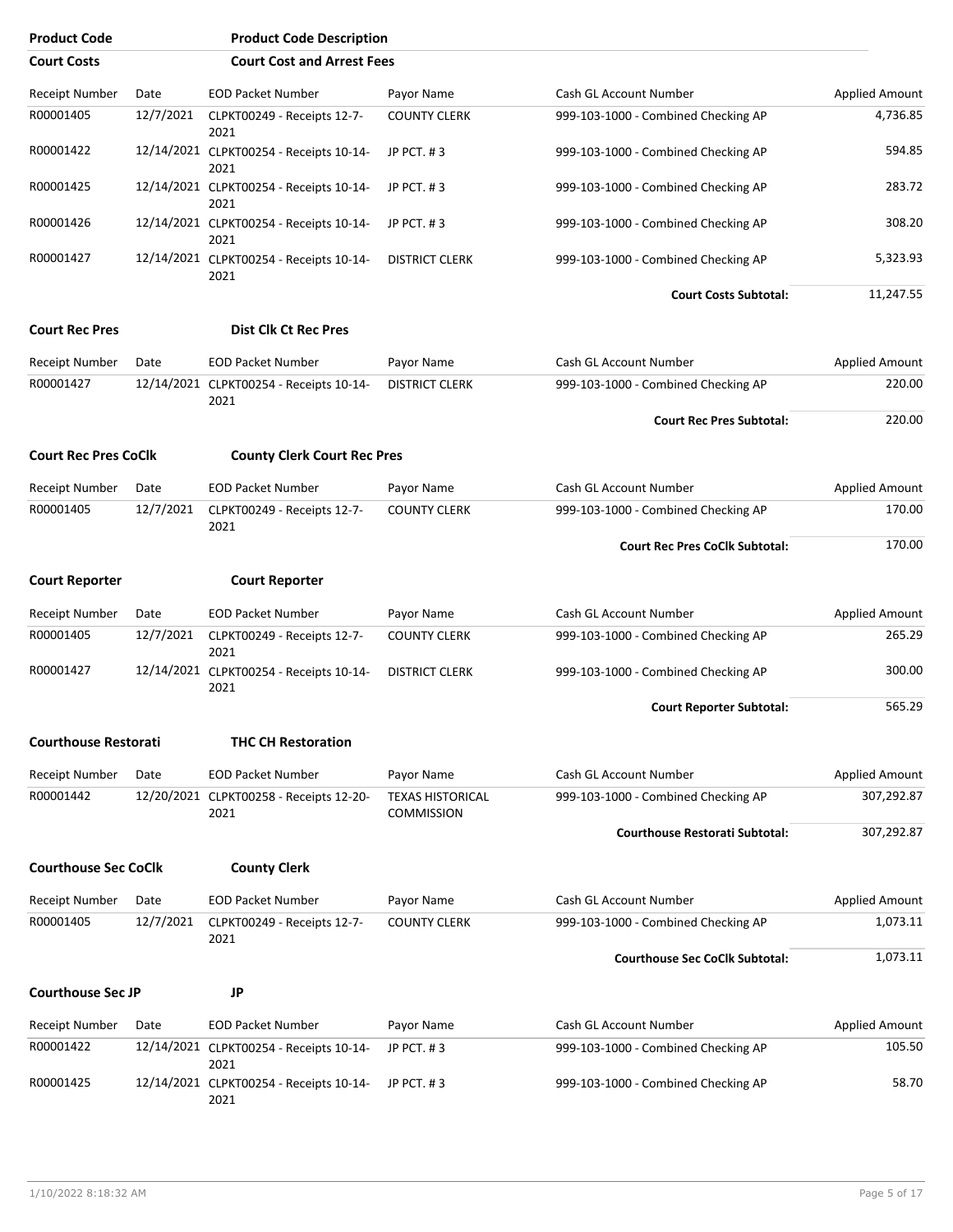| Product Code | Product Code Description |
|---|---|

## Court Costs — Court Cost and Arrest Fees

| Receipt Number | Date | EOD Packet Number | Payor Name | Cash GL Account Number | Applied Amount |
|---|---|---|---|---|---|
| R00001405 | 12/7/2021 | CLPKT00249 - Receipts 12-7-2021 | COUNTY CLERK | 999-103-1000 - Combined Checking AP | 4,736.85 |
| R00001422 | 12/14/2021 | CLPKT00254 - Receipts 10-14-2021 | JP PCT. # 3 | 999-103-1000 - Combined Checking AP | 594.85 |
| R00001425 | 12/14/2021 | CLPKT00254 - Receipts 10-14-2021 | JP PCT. # 3 | 999-103-1000 - Combined Checking AP | 283.72 |
| R00001426 | 12/14/2021 | CLPKT00254 - Receipts 10-14-2021 | JP PCT. # 3 | 999-103-1000 - Combined Checking AP | 308.20 |
| R00001427 | 12/14/2021 | CLPKT00254 - Receipts 10-14-2021 | DISTRICT CLERK | 999-103-1000 - Combined Checking AP | 5,323.93 |
| | | | | **Court Costs Subtotal:** | 11,247.55 |

## Court Rec Pres — Dist Clk Ct Rec Pres

| Receipt Number | Date | EOD Packet Number | Payor Name | Cash GL Account Number | Applied Amount |
|---|---|---|---|---|---|
| R00001427 | 12/14/2021 | CLPKT00254 - Receipts 10-14-2021 | DISTRICT CLERK | 999-103-1000 - Combined Checking AP | 220.00 |
| | | | | **Court Rec Pres Subtotal:** | 220.00 |

## Court Rec Pres CoClk — County Clerk Court Rec Pres

| Receipt Number | Date | EOD Packet Number | Payor Name | Cash GL Account Number | Applied Amount |
|---|---|---|---|---|---|
| R00001405 | 12/7/2021 | CLPKT00249 - Receipts 12-7-2021 | COUNTY CLERK | 999-103-1000 - Combined Checking AP | 170.00 |
| | | | | **Court Rec Pres CoClk Subtotal:** | 170.00 |

## Court Reporter — Court Reporter

| Receipt Number | Date | EOD Packet Number | Payor Name | Cash GL Account Number | Applied Amount |
|---|---|---|---|---|---|
| R00001405 | 12/7/2021 | CLPKT00249 - Receipts 12-7-2021 | COUNTY CLERK | 999-103-1000 - Combined Checking AP | 265.29 |
| R00001427 | 12/14/2021 | CLPKT00254 - Receipts 10-14-2021 | DISTRICT CLERK | 999-103-1000 - Combined Checking AP | 300.00 |
| | | | | **Court Reporter Subtotal:** | 565.29 |

## Courthouse Restorati — THC CH Restoration

| Receipt Number | Date | EOD Packet Number | Payor Name | Cash GL Account Number | Applied Amount |
|---|---|---|---|---|---|
| R00001442 | 12/20/2021 | CLPKT00258 - Receipts 12-20-2021 | TEXAS HISTORICAL COMMISSION | 999-103-1000 - Combined Checking AP | 307,292.87 |
| | | | | **Courthouse Restorati Subtotal:** | 307,292.87 |

## Courthouse Sec CoClk — County Clerk

| Receipt Number | Date | EOD Packet Number | Payor Name | Cash GL Account Number | Applied Amount |
|---|---|---|---|---|---|
| R00001405 | 12/7/2021 | CLPKT00249 - Receipts 12-7-2021 | COUNTY CLERK | 999-103-1000 - Combined Checking AP | 1,073.11 |
| | | | | **Courthouse Sec CoClk Subtotal:** | 1,073.11 |

## Courthouse Sec JP — JP

| Receipt Number | Date | EOD Packet Number | Payor Name | Cash GL Account Number | Applied Amount |
|---|---|---|---|---|---|
| R00001422 | 12/14/2021 | CLPKT00254 - Receipts 10-14-2021 | JP PCT. # 3 | 999-103-1000 - Combined Checking AP | 105.50 |
| R00001425 | 12/14/2021 | CLPKT00254 - Receipts 10-14-2021 | JP PCT. # 3 | 999-103-1000 - Combined Checking AP | 58.70 |

1/10/2022 8:18:32 AM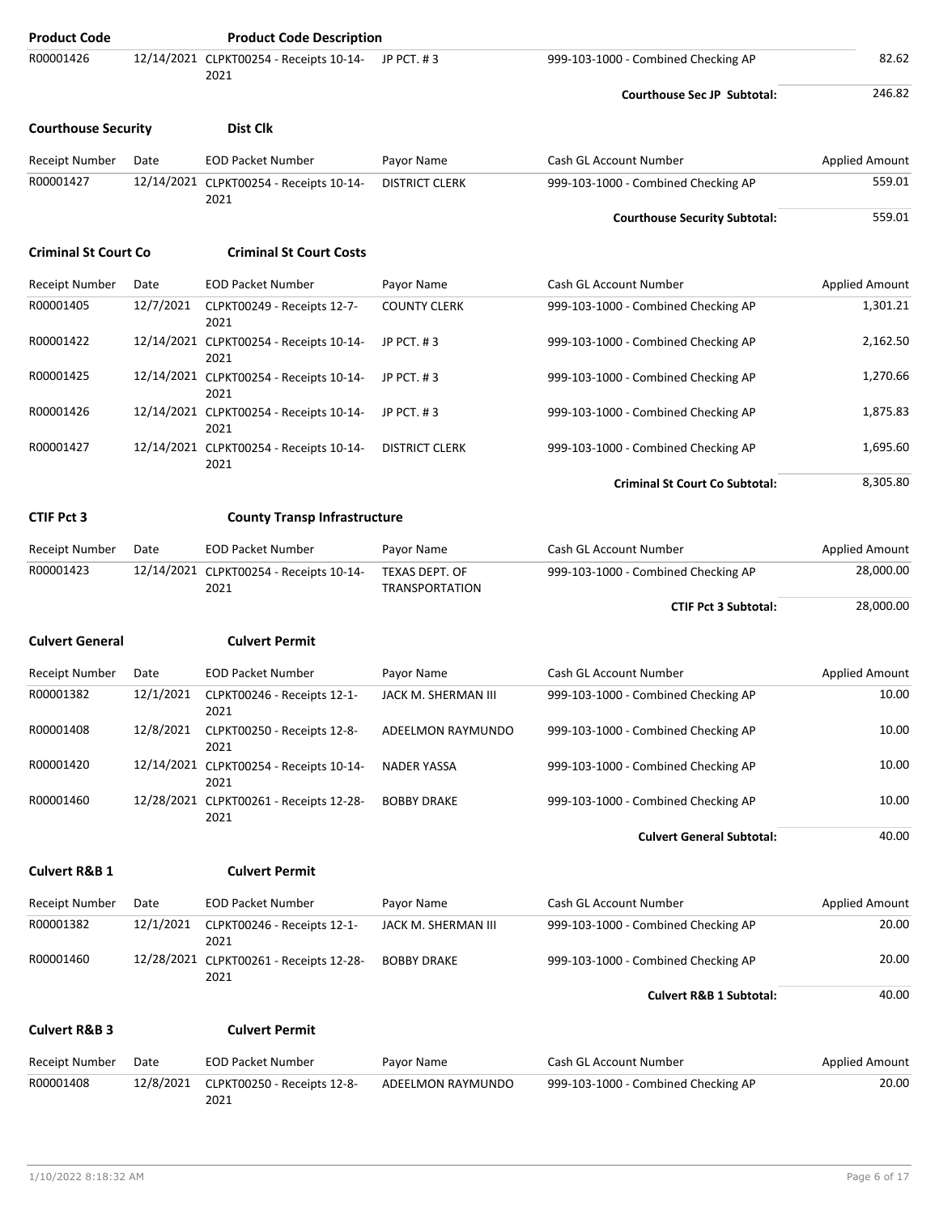| Product Code | | Product Code Description | | | |
|---|---|---|---|---|---|
| R00001426 | 12/14/2021 | CLPKT00254 - Receipts 10-14-2021 | JP PCT. # 3 | 999-103-1000 - Combined Checking AP | 82.62 |
| | | | | **Courthouse Sec JP Subtotal:** | 246.82 |

**Courthouse Security** **Dist Clk**

| Receipt Number | Date | EOD Packet Number | Payor Name | Cash GL Account Number | Applied Amount |
|---|---|---|---|---|---|
| R00001427 | 12/14/2021 | CLPKT00254 - Receipts 10-14-2021 | DISTRICT CLERK | 999-103-1000 - Combined Checking AP | 559.01 |
| | | | | **Courthouse Security Subtotal:** | 559.01 |

**Criminal St Court Co** **Criminal St Court Costs**

| Receipt Number | Date | EOD Packet Number | Payor Name | Cash GL Account Number | Applied Amount |
|---|---|---|---|---|---|
| R00001405 | 12/7/2021 | CLPKT00249 - Receipts 12-7-2021 | COUNTY CLERK | 999-103-1000 - Combined Checking AP | 1,301.21 |
| R00001422 | 12/14/2021 | CLPKT00254 - Receipts 10-14-2021 | JP PCT. # 3 | 999-103-1000 - Combined Checking AP | 2,162.50 |
| R00001425 | 12/14/2021 | CLPKT00254 - Receipts 10-14-2021 | JP PCT. # 3 | 999-103-1000 - Combined Checking AP | 1,270.66 |
| R00001426 | 12/14/2021 | CLPKT00254 - Receipts 10-14-2021 | JP PCT. # 3 | 999-103-1000 - Combined Checking AP | 1,875.83 |
| R00001427 | 12/14/2021 | CLPKT00254 - Receipts 10-14-2021 | DISTRICT CLERK | 999-103-1000 - Combined Checking AP | 1,695.60 |
| | | | | **Criminal St Court Co Subtotal:** | 8,305.80 |

**CTIF Pct 3** **County Transp Infrastructure**

| Receipt Number | Date | EOD Packet Number | Payor Name | Cash GL Account Number | Applied Amount |
|---|---|---|---|---|---|
| R00001423 | 12/14/2021 | CLPKT00254 - Receipts 10-14-2021 | TEXAS DEPT. OF TRANSPORTATION | 999-103-1000 - Combined Checking AP | 28,000.00 |
| | | | | **CTIF Pct 3 Subtotal:** | 28,000.00 |

**Culvert General** **Culvert Permit**

| Receipt Number | Date | EOD Packet Number | Payor Name | Cash GL Account Number | Applied Amount |
|---|---|---|---|---|---|
| R00001382 | 12/1/2021 | CLPKT00246 - Receipts 12-1-2021 | JACK M. SHERMAN III | 999-103-1000 - Combined Checking AP | 10.00 |
| R00001408 | 12/8/2021 | CLPKT00250 - Receipts 12-8-2021 | ADEELMON RAYMUNDO | 999-103-1000 - Combined Checking AP | 10.00 |
| R00001420 | 12/14/2021 | CLPKT00254 - Receipts 10-14-2021 | NADER YASSA | 999-103-1000 - Combined Checking AP | 10.00 |
| R00001460 | 12/28/2021 | CLPKT00261 - Receipts 12-28-2021 | BOBBY DRAKE | 999-103-1000 - Combined Checking AP | 10.00 |
| | | | | **Culvert General Subtotal:** | 40.00 |

**Culvert R&B 1** **Culvert Permit**

| Receipt Number | Date | EOD Packet Number | Payor Name | Cash GL Account Number | Applied Amount |
|---|---|---|---|---|---|
| R00001382 | 12/1/2021 | CLPKT00246 - Receipts 12-1-2021 | JACK M. SHERMAN III | 999-103-1000 - Combined Checking AP | 20.00 |
| R00001460 | 12/28/2021 | CLPKT00261 - Receipts 12-28-2021 | BOBBY DRAKE | 999-103-1000 - Combined Checking AP | 20.00 |
| | | | | **Culvert R&B 1 Subtotal:** | 40.00 |

**Culvert R&B 3** **Culvert Permit**

| Receipt Number | Date | EOD Packet Number | Payor Name | Cash GL Account Number | Applied Amount |
|---|---|---|---|---|---|
| R00001408 | 12/8/2021 | CLPKT00250 - Receipts 12-8-2021 | ADEELMON RAYMUNDO | 999-103-1000 - Combined Checking AP | 20.00 |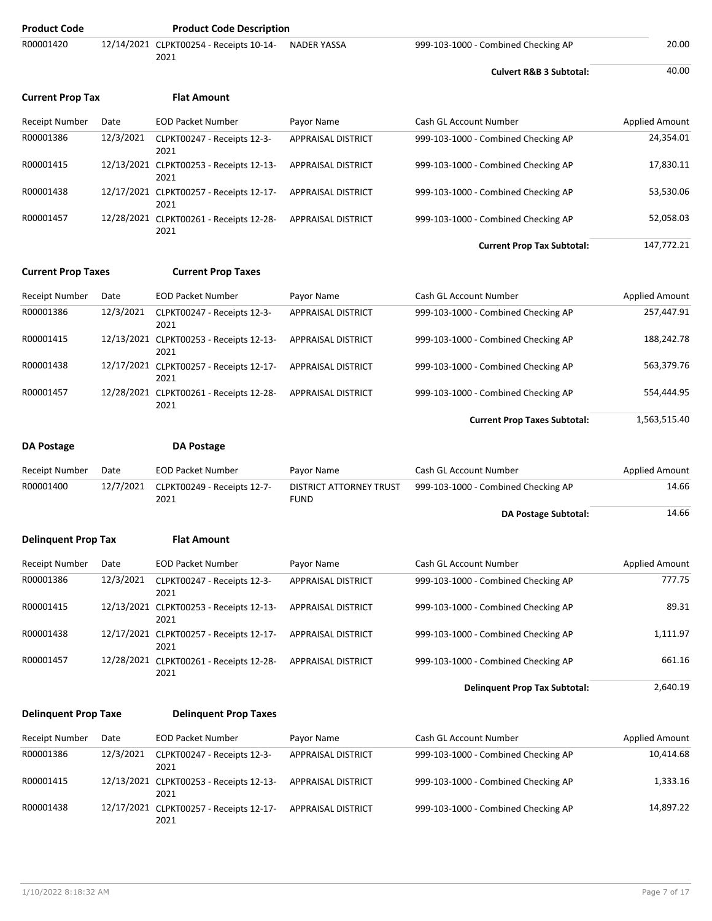| Product Code | | Product Code Description | | | |
|---|---|---|---|---|---|
| R00001420 | 12/14/2021 | CLPKT00254 - Receipts 10-14-2021 | NADER YASSA | 999-103-1000 - Combined Checking AP | 20.00 |
| | | | | **Culvert R&B 3 Subtotal:** | 40.00 |

**Current Prop Tax** **Flat Amount**

| Receipt Number | Date | EOD Packet Number | Payor Name | Cash GL Account Number | Applied Amount |
|---|---|---|---|---|---|
| R00001386 | 12/3/2021 | CLPKT00247 - Receipts 12-3-2021 | APPRAISAL DISTRICT | 999-103-1000 - Combined Checking AP | 24,354.01 |
| R00001415 | 12/13/2021 | CLPKT00253 - Receipts 12-13-2021 | APPRAISAL DISTRICT | 999-103-1000 - Combined Checking AP | 17,830.11 |
| R00001438 | 12/17/2021 | CLPKT00257 - Receipts 12-17-2021 | APPRAISAL DISTRICT | 999-103-1000 - Combined Checking AP | 53,530.06 |
| R00001457 | 12/28/2021 | CLPKT00261 - Receipts 12-28-2021 | APPRAISAL DISTRICT | 999-103-1000 - Combined Checking AP | 52,058.03 |
| | | | | **Current Prop Tax Subtotal:** | 147,772.21 |

**Current Prop Taxes** **Current Prop Taxes**

| Receipt Number | Date | EOD Packet Number | Payor Name | Cash GL Account Number | Applied Amount |
|---|---|---|---|---|---|
| R00001386 | 12/3/2021 | CLPKT00247 - Receipts 12-3-2021 | APPRAISAL DISTRICT | 999-103-1000 - Combined Checking AP | 257,447.91 |
| R00001415 | 12/13/2021 | CLPKT00253 - Receipts 12-13-2021 | APPRAISAL DISTRICT | 999-103-1000 - Combined Checking AP | 188,242.78 |
| R00001438 | 12/17/2021 | CLPKT00257 - Receipts 12-17-2021 | APPRAISAL DISTRICT | 999-103-1000 - Combined Checking AP | 563,379.76 |
| R00001457 | 12/28/2021 | CLPKT00261 - Receipts 12-28-2021 | APPRAISAL DISTRICT | 999-103-1000 - Combined Checking AP | 554,444.95 |
| | | | | **Current Prop Taxes Subtotal:** | 1,563,515.40 |

**DA Postage** **DA Postage**

| Receipt Number | Date | EOD Packet Number | Payor Name | Cash GL Account Number | Applied Amount |
|---|---|---|---|---|---|
| R00001400 | 12/7/2021 | CLPKT00249 - Receipts 12-7-2021 | DISTRICT ATTORNEY TRUST FUND | 999-103-1000 - Combined Checking AP | 14.66 |
| | | | | **DA Postage Subtotal:** | 14.66 |

**Delinquent Prop Tax** **Flat Amount**

| Receipt Number | Date | EOD Packet Number | Payor Name | Cash GL Account Number | Applied Amount |
|---|---|---|---|---|---|
| R00001386 | 12/3/2021 | CLPKT00247 - Receipts 12-3-2021 | APPRAISAL DISTRICT | 999-103-1000 - Combined Checking AP | 777.75 |
| R00001415 | 12/13/2021 | CLPKT00253 - Receipts 12-13-2021 | APPRAISAL DISTRICT | 999-103-1000 - Combined Checking AP | 89.31 |
| R00001438 | 12/17/2021 | CLPKT00257 - Receipts 12-17-2021 | APPRAISAL DISTRICT | 999-103-1000 - Combined Checking AP | 1,111.97 |
| R00001457 | 12/28/2021 | CLPKT00261 - Receipts 12-28-2021 | APPRAISAL DISTRICT | 999-103-1000 - Combined Checking AP | 661.16 |
| | | | | **Delinquent Prop Tax Subtotal:** | 2,640.19 |

**Delinquent Prop Taxe** **Delinquent Prop Taxes**

| Receipt Number | Date | EOD Packet Number | Payor Name | Cash GL Account Number | Applied Amount |
|---|---|---|---|---|---|
| R00001386 | 12/3/2021 | CLPKT00247 - Receipts 12-3-2021 | APPRAISAL DISTRICT | 999-103-1000 - Combined Checking AP | 10,414.68 |
| R00001415 | 12/13/2021 | CLPKT00253 - Receipts 12-13-2021 | APPRAISAL DISTRICT | 999-103-1000 - Combined Checking AP | 1,333.16 |
| R00001438 | 12/17/2021 | CLPKT00257 - Receipts 12-17-2021 | APPRAISAL DISTRICT | 999-103-1000 - Combined Checking AP | 14,897.22 |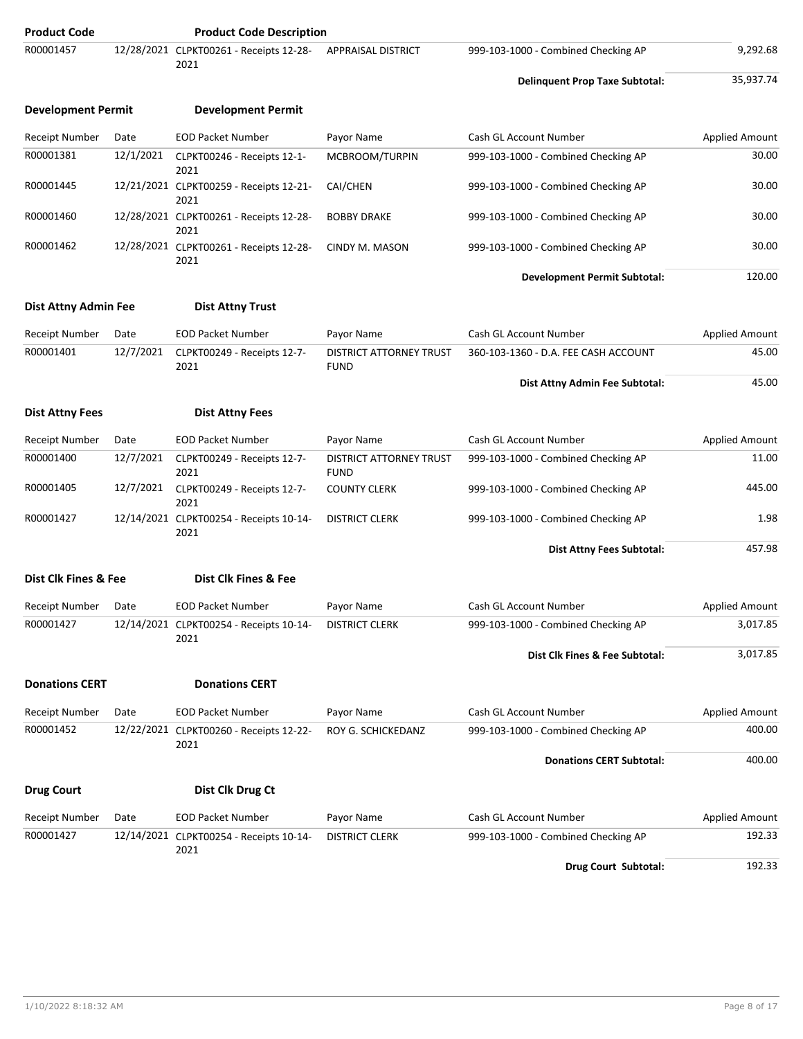| Product Code | | Product Code Description | | | |
|---|---|---|---|---|---|
| R00001457 | 12/28/2021 | CLPKT00261 - Receipts 12-28-2021 | APPRAISAL DISTRICT | 999-103-1000 - Combined Checking AP | 9,292.68 |
| | | | | **Delinquent Prop Taxe Subtotal:** | 35,937.74 |

**Development Permit** — **Development Permit**

| Receipt Number | Date | EOD Packet Number | Payor Name | Cash GL Account Number | Applied Amount |
|---|---|---|---|---|---|
| R00001381 | 12/1/2021 | CLPKT00246 - Receipts 12-1-2021 | MCBROOM/TURPIN | 999-103-1000 - Combined Checking AP | 30.00 |
| R00001445 | 12/21/2021 | CLPKT00259 - Receipts 12-21-2021 | CAI/CHEN | 999-103-1000 - Combined Checking AP | 30.00 |
| R00001460 | 12/28/2021 | CLPKT00261 - Receipts 12-28-2021 | BOBBY DRAKE | 999-103-1000 - Combined Checking AP | 30.00 |
| R00001462 | 12/28/2021 | CLPKT00261 - Receipts 12-28-2021 | CINDY M. MASON | 999-103-1000 - Combined Checking AP | 30.00 |
| | | | | **Development Permit Subtotal:** | 120.00 |

**Dist Attny Admin Fee** — **Dist Attny Trust**

| Receipt Number | Date | EOD Packet Number | Payor Name | Cash GL Account Number | Applied Amount |
|---|---|---|---|---|---|
| R00001401 | 12/7/2021 | CLPKT00249 - Receipts 12-7-2021 | DISTRICT ATTORNEY TRUST FUND | 360-103-1360 - D.A. FEE CASH ACCOUNT | 45.00 |
| | | | | **Dist Attny Admin Fee Subtotal:** | 45.00 |

**Dist Attny Fees** — **Dist Attny Fees**

| Receipt Number | Date | EOD Packet Number | Payor Name | Cash GL Account Number | Applied Amount |
|---|---|---|---|---|---|
| R00001400 | 12/7/2021 | CLPKT00249 - Receipts 12-7-2021 | DISTRICT ATTORNEY TRUST FUND | 999-103-1000 - Combined Checking AP | 11.00 |
| R00001405 | 12/7/2021 | CLPKT00249 - Receipts 12-7-2021 | COUNTY CLERK | 999-103-1000 - Combined Checking AP | 445.00 |
| R00001427 | 12/14/2021 | CLPKT00254 - Receipts 10-14-2021 | DISTRICT CLERK | 999-103-1000 - Combined Checking AP | 1.98 |
| | | | | **Dist Attny Fees Subtotal:** | 457.98 |

**Dist Clk Fines & Fee** — **Dist Clk Fines & Fee**

| Receipt Number | Date | EOD Packet Number | Payor Name | Cash GL Account Number | Applied Amount |
|---|---|---|---|---|---|
| R00001427 | 12/14/2021 | CLPKT00254 - Receipts 10-14-2021 | DISTRICT CLERK | 999-103-1000 - Combined Checking AP | 3,017.85 |
| | | | | **Dist Clk Fines & Fee Subtotal:** | 3,017.85 |

**Donations CERT** — **Donations CERT**

| Receipt Number | Date | EOD Packet Number | Payor Name | Cash GL Account Number | Applied Amount |
|---|---|---|---|---|---|
| R00001452 | 12/22/2021 | CLPKT00260 - Receipts 12-22-2021 | ROY G. SCHICKEDANZ | 999-103-1000 - Combined Checking AP | 400.00 |
| | | | | **Donations CERT Subtotal:** | 400.00 |

**Drug Court** — **Dist Clk Drug Ct**

| Receipt Number | Date | EOD Packet Number | Payor Name | Cash GL Account Number | Applied Amount |
|---|---|---|---|---|---|
| R00001427 | 12/14/2021 | CLPKT00254 - Receipts 10-14-2021 | DISTRICT CLERK | 999-103-1000 - Combined Checking AP | 192.33 |
| | | | | **Drug Court Subtotal:** | 192.33 |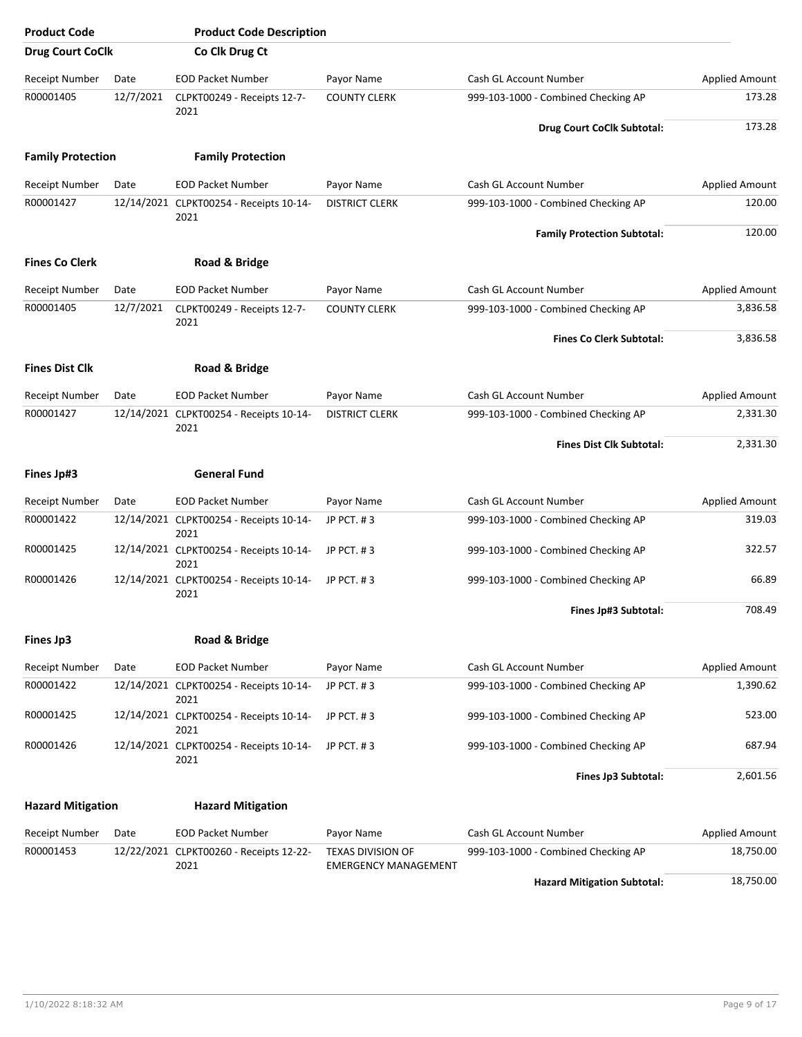| Product Code | Product Code Description | | | | |
|---|---|---|---|---|---|
| **Drug Court CoClk** | **Co Clk Drug Ct** | | | | |
| Receipt Number | Date | EOD Packet Number | Payor Name | Cash GL Account Number | Applied Amount |
| R00001405 | 12/7/2021 | CLPKT00249 - Receipts 12-7-2021 | COUNTY CLERK | 999-103-1000 - Combined Checking AP | 173.28 |
| | | | | **Drug Court CoClk Subtotal:** | 173.28 |
| **Family Protection** | **Family Protection** | | | | |
| Receipt Number | Date | EOD Packet Number | Payor Name | Cash GL Account Number | Applied Amount |
| R00001427 | 12/14/2021 | CLPKT00254 - Receipts 10-14-2021 | DISTRICT CLERK | 999-103-1000 - Combined Checking AP | 120.00 |
| | | | | **Family Protection Subtotal:** | 120.00 |
| **Fines Co Clerk** | **Road & Bridge** | | | | |
| Receipt Number | Date | EOD Packet Number | Payor Name | Cash GL Account Number | Applied Amount |
| R00001405 | 12/7/2021 | CLPKT00249 - Receipts 12-7-2021 | COUNTY CLERK | 999-103-1000 - Combined Checking AP | 3,836.58 |
| | | | | **Fines Co Clerk Subtotal:** | 3,836.58 |
| **Fines Dist Clk** | **Road & Bridge** | | | | |
| Receipt Number | Date | EOD Packet Number | Payor Name | Cash GL Account Number | Applied Amount |
| R00001427 | 12/14/2021 | CLPKT00254 - Receipts 10-14-2021 | DISTRICT CLERK | 999-103-1000 - Combined Checking AP | 2,331.30 |
| | | | | **Fines Dist Clk Subtotal:** | 2,331.30 |
| **Fines Jp#3** | **General Fund** | | | | |
| Receipt Number | Date | EOD Packet Number | Payor Name | Cash GL Account Number | Applied Amount |
| R00001422 | 12/14/2021 | CLPKT00254 - Receipts 10-14-2021 | JP PCT. # 3 | 999-103-1000 - Combined Checking AP | 319.03 |
| R00001425 | 12/14/2021 | CLPKT00254 - Receipts 10-14-2021 | JP PCT. # 3 | 999-103-1000 - Combined Checking AP | 322.57 |
| R00001426 | 12/14/2021 | CLPKT00254 - Receipts 10-14-2021 | JP PCT. # 3 | 999-103-1000 - Combined Checking AP | 66.89 |
| | | | | **Fines Jp#3 Subtotal:** | 708.49 |
| **Fines Jp3** | **Road & Bridge** | | | | |
| Receipt Number | Date | EOD Packet Number | Payor Name | Cash GL Account Number | Applied Amount |
| R00001422 | 12/14/2021 | CLPKT00254 - Receipts 10-14-2021 | JP PCT. # 3 | 999-103-1000 - Combined Checking AP | 1,390.62 |
| R00001425 | 12/14/2021 | CLPKT00254 - Receipts 10-14-2021 | JP PCT. # 3 | 999-103-1000 - Combined Checking AP | 523.00 |
| R00001426 | 12/14/2021 | CLPKT00254 - Receipts 10-14-2021 | JP PCT. # 3 | 999-103-1000 - Combined Checking AP | 687.94 |
| | | | | **Fines Jp3 Subtotal:** | 2,601.56 |
| **Hazard Mitigation** | **Hazard Mitigation** | | | | |
| Receipt Number | Date | EOD Packet Number | Payor Name | Cash GL Account Number | Applied Amount |
| R00001453 | 12/22/2021 | CLPKT00260 - Receipts 12-22-2021 | TEXAS DIVISION OF EMERGENCY MANAGEMENT | 999-103-1000 - Combined Checking AP | 18,750.00 |
| | | | | **Hazard Mitigation Subtotal:** | 18,750.00 |

1/10/2022 8:18:32 AM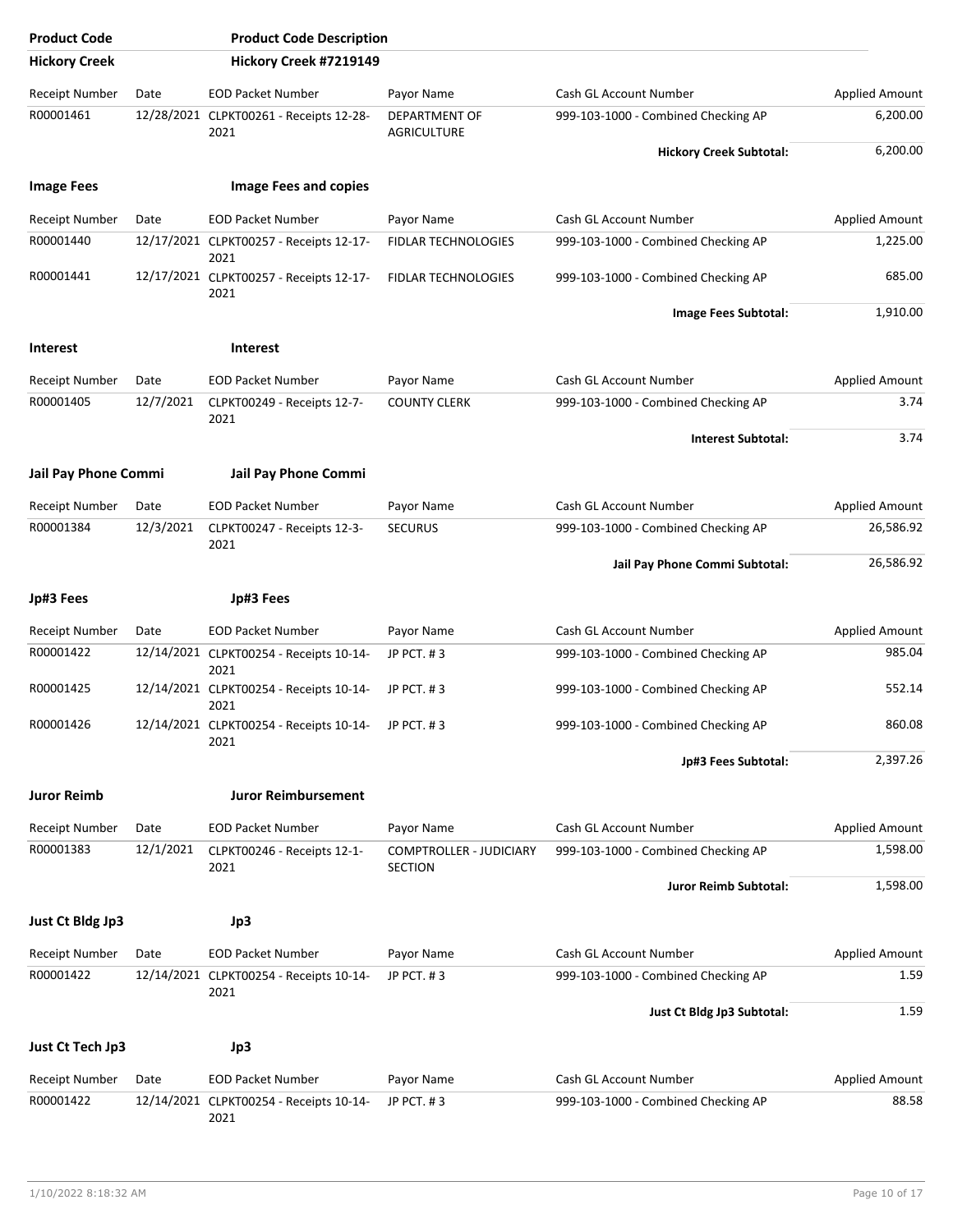| Product Code | Product Code Description |
|---|---|

## Hickory Creek — Hickory Creek #7219149

| Receipt Number | Date | EOD Packet Number | Payor Name | Cash GL Account Number | Applied Amount |
|---|---|---|---|---|---|
| R00001461 | 12/28/2021 | CLPKT00261 - Receipts 12-28-2021 | DEPARTMENT OF AGRICULTURE | 999-103-1000 - Combined Checking AP | 6,200.00 |
| | | | | **Hickory Creek Subtotal:** | 6,200.00 |

## Image Fees — Image Fees and copies

| Receipt Number | Date | EOD Packet Number | Payor Name | Cash GL Account Number | Applied Amount |
|---|---|---|---|---|---|
| R00001440 | 12/17/2021 | CLPKT00257 - Receipts 12-17-2021 | FIDLAR TECHNOLOGIES | 999-103-1000 - Combined Checking AP | 1,225.00 |
| R00001441 | 12/17/2021 | CLPKT00257 - Receipts 12-17-2021 | FIDLAR TECHNOLOGIES | 999-103-1000 - Combined Checking AP | 685.00 |
| | | | | **Image Fees Subtotal:** | 1,910.00 |

## Interest — Interest

| Receipt Number | Date | EOD Packet Number | Payor Name | Cash GL Account Number | Applied Amount |
|---|---|---|---|---|---|
| R00001405 | 12/7/2021 | CLPKT00249 - Receipts 12-7-2021 | COUNTY CLERK | 999-103-1000 - Combined Checking AP | 3.74 |
| | | | | **Interest Subtotal:** | 3.74 |

## Jail Pay Phone Commi — Jail Pay Phone Commi

| Receipt Number | Date | EOD Packet Number | Payor Name | Cash GL Account Number | Applied Amount |
|---|---|---|---|---|---|
| R00001384 | 12/3/2021 | CLPKT00247 - Receipts 12-3-2021 | SECURUS | 999-103-1000 - Combined Checking AP | 26,586.92 |
| | | | | **Jail Pay Phone Commi Subtotal:** | 26,586.92 |

## Jp#3 Fees — Jp#3 Fees

| Receipt Number | Date | EOD Packet Number | Payor Name | Cash GL Account Number | Applied Amount |
|---|---|---|---|---|---|
| R00001422 | 12/14/2021 | CLPKT00254 - Receipts 10-14-2021 | JP PCT. # 3 | 999-103-1000 - Combined Checking AP | 985.04 |
| R00001425 | 12/14/2021 | CLPKT00254 - Receipts 10-14-2021 | JP PCT. # 3 | 999-103-1000 - Combined Checking AP | 552.14 |
| R00001426 | 12/14/2021 | CLPKT00254 - Receipts 10-14-2021 | JP PCT. # 3 | 999-103-1000 - Combined Checking AP | 860.08 |
| | | | | **Jp#3 Fees Subtotal:** | 2,397.26 |

## Juror Reimb — Juror Reimbursement

| Receipt Number | Date | EOD Packet Number | Payor Name | Cash GL Account Number | Applied Amount |
|---|---|---|---|---|---|
| R00001383 | 12/1/2021 | CLPKT00246 - Receipts 12-1-2021 | COMPTROLLER - JUDICIARY SECTION | 999-103-1000 - Combined Checking AP | 1,598.00 |
| | | | | **Juror Reimb Subtotal:** | 1,598.00 |

## Just Ct Bldg Jp3 — Jp3

| Receipt Number | Date | EOD Packet Number | Payor Name | Cash GL Account Number | Applied Amount |
|---|---|---|---|---|---|
| R00001422 | 12/14/2021 | CLPKT00254 - Receipts 10-14-2021 | JP PCT. # 3 | 999-103-1000 - Combined Checking AP | 1.59 |
| | | | | **Just Ct Bldg Jp3 Subtotal:** | 1.59 |

## Just Ct Tech Jp3 — Jp3

| Receipt Number | Date | EOD Packet Number | Payor Name | Cash GL Account Number | Applied Amount |
|---|---|---|---|---|---|
| R00001422 | 12/14/2021 | CLPKT00254 - Receipts 10-14-2021 | JP PCT. # 3 | 999-103-1000 - Combined Checking AP | 88.58 |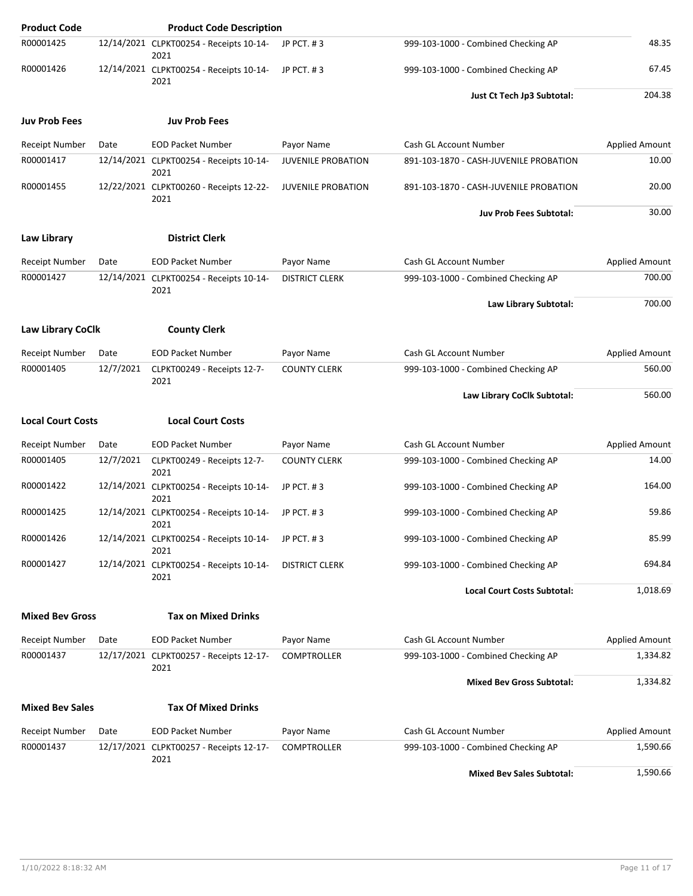| Product Code | | Product Code Description | | | |
|---|---|---|---|---|---|
| R00001425 | 12/14/2021 | CLPKT00254 - Receipts 10-14-2021 | JP PCT. # 3 | 999-103-1000 - Combined Checking AP | 48.35 |
| R00001426 | 12/14/2021 | CLPKT00254 - Receipts 10-14-2021 | JP PCT. # 3 | 999-103-1000 - Combined Checking AP | 67.45 |
| | | | | **Just Ct Tech Jp3 Subtotal:** | 204.38 |

**Juv Prob Fees** **Juv Prob Fees**

| Receipt Number | Date | EOD Packet Number | Payor Name | Cash GL Account Number | Applied Amount |
|---|---|---|---|---|---|
| R00001417 | 12/14/2021 | CLPKT00254 - Receipts 10-14-2021 | JUVENILE PROBATION | 891-103-1870 - CASH-JUVENILE PROBATION | 10.00 |
| R00001455 | 12/22/2021 | CLPKT00260 - Receipts 12-22-2021 | JUVENILE PROBATION | 891-103-1870 - CASH-JUVENILE PROBATION | 20.00 |
| | | | | **Juv Prob Fees Subtotal:** | 30.00 |

**Law Library** **District Clerk**

| Receipt Number | Date | EOD Packet Number | Payor Name | Cash GL Account Number | Applied Amount |
|---|---|---|---|---|---|
| R00001427 | 12/14/2021 | CLPKT00254 - Receipts 10-14-2021 | DISTRICT CLERK | 999-103-1000 - Combined Checking AP | 700.00 |
| | | | | **Law Library Subtotal:** | 700.00 |

**Law Library CoClk** **County Clerk**

| Receipt Number | Date | EOD Packet Number | Payor Name | Cash GL Account Number | Applied Amount |
|---|---|---|---|---|---|
| R00001405 | 12/7/2021 | CLPKT00249 - Receipts 12-7-2021 | COUNTY CLERK | 999-103-1000 - Combined Checking AP | 560.00 |
| | | | | **Law Library CoClk Subtotal:** | 560.00 |

**Local Court Costs** **Local Court Costs**

| Receipt Number | Date | EOD Packet Number | Payor Name | Cash GL Account Number | Applied Amount |
|---|---|---|---|---|---|
| R00001405 | 12/7/2021 | CLPKT00249 - Receipts 12-7-2021 | COUNTY CLERK | 999-103-1000 - Combined Checking AP | 14.00 |
| R00001422 | 12/14/2021 | CLPKT00254 - Receipts 10-14-2021 | JP PCT. # 3 | 999-103-1000 - Combined Checking AP | 164.00 |
| R00001425 | 12/14/2021 | CLPKT00254 - Receipts 10-14-2021 | JP PCT. # 3 | 999-103-1000 - Combined Checking AP | 59.86 |
| R00001426 | 12/14/2021 | CLPKT00254 - Receipts 10-14-2021 | JP PCT. # 3 | 999-103-1000 - Combined Checking AP | 85.99 |
| R00001427 | 12/14/2021 | CLPKT00254 - Receipts 10-14-2021 | DISTRICT CLERK | 999-103-1000 - Combined Checking AP | 694.84 |
| | | | | **Local Court Costs Subtotal:** | 1,018.69 |

**Mixed Bev Gross** **Tax on Mixed Drinks**

| Receipt Number | Date | EOD Packet Number | Payor Name | Cash GL Account Number | Applied Amount |
|---|---|---|---|---|---|
| R00001437 | 12/17/2021 | CLPKT00257 - Receipts 12-17-2021 | COMPTROLLER | 999-103-1000 - Combined Checking AP | 1,334.82 |
| | | | | **Mixed Bev Gross Subtotal:** | 1,334.82 |

**Mixed Bev Sales** **Tax Of Mixed Drinks**

| Receipt Number | Date | EOD Packet Number | Payor Name | Cash GL Account Number | Applied Amount |
|---|---|---|---|---|---|
| R00001437 | 12/17/2021 | CLPKT00257 - Receipts 12-17-2021 | COMPTROLLER | 999-103-1000 - Combined Checking AP | 1,590.66 |
| | | | | **Mixed Bev Sales Subtotal:** | 1,590.66 |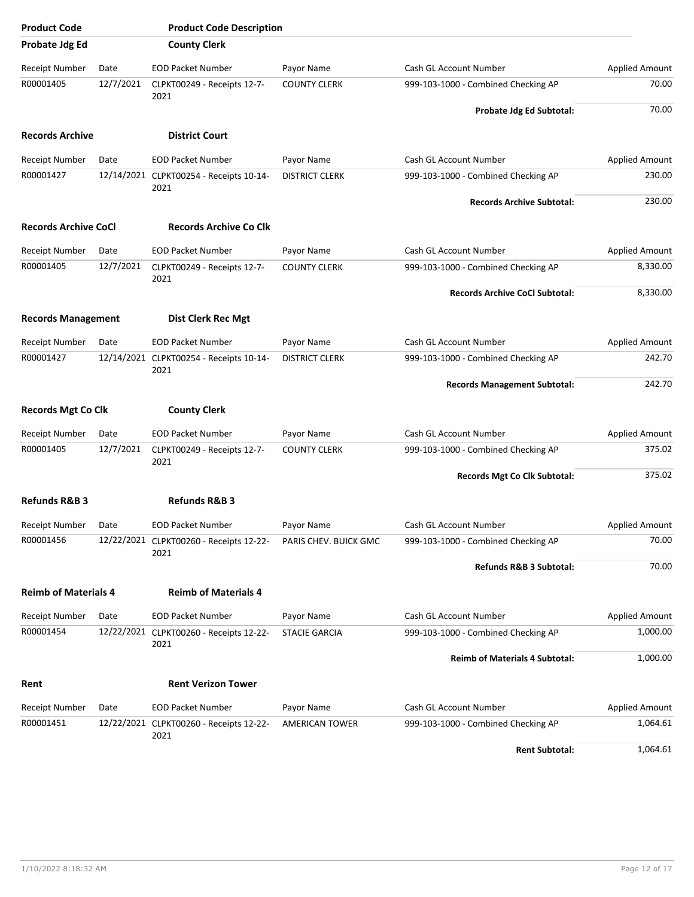| Product Code | | Product Code Description | | | |
|---|---|---|---|---|---|
| **Probate Jdg Ed** | | **County Clerk** | | | |
| Receipt Number | Date | EOD Packet Number | Payor Name | Cash GL Account Number | Applied Amount |
| R00001405 | 12/7/2021 | CLPKT00249 - Receipts 12-7-2021 | COUNTY CLERK | 999-103-1000 - Combined Checking AP | 70.00 |
| | | | | **Probate Jdg Ed Subtotal:** | 70.00 |
| **Records Archive** | | **District Court** | | | |
| Receipt Number | Date | EOD Packet Number | Payor Name | Cash GL Account Number | Applied Amount |
| R00001427 | 12/14/2021 | CLPKT00254 - Receipts 10-14-2021 | DISTRICT CLERK | 999-103-1000 - Combined Checking AP | 230.00 |
| | | | | **Records Archive Subtotal:** | 230.00 |
| **Records Archive CoCl** | | **Records Archive Co Clk** | | | |
| Receipt Number | Date | EOD Packet Number | Payor Name | Cash GL Account Number | Applied Amount |
| R00001405 | 12/7/2021 | CLPKT00249 - Receipts 12-7-2021 | COUNTY CLERK | 999-103-1000 - Combined Checking AP | 8,330.00 |
| | | | | **Records Archive CoCl Subtotal:** | 8,330.00 |
| **Records Management** | | **Dist Clerk Rec Mgt** | | | |
| Receipt Number | Date | EOD Packet Number | Payor Name | Cash GL Account Number | Applied Amount |
| R00001427 | 12/14/2021 | CLPKT00254 - Receipts 10-14-2021 | DISTRICT CLERK | 999-103-1000 - Combined Checking AP | 242.70 |
| | | | | **Records Management Subtotal:** | 242.70 |
| **Records Mgt Co Clk** | | **County Clerk** | | | |
| Receipt Number | Date | EOD Packet Number | Payor Name | Cash GL Account Number | Applied Amount |
| R00001405 | 12/7/2021 | CLPKT00249 - Receipts 12-7-2021 | COUNTY CLERK | 999-103-1000 - Combined Checking AP | 375.02 |
| | | | | **Records Mgt Co Clk Subtotal:** | 375.02 |
| **Refunds R&B 3** | | **Refunds R&B 3** | | | |
| Receipt Number | Date | EOD Packet Number | Payor Name | Cash GL Account Number | Applied Amount |
| R00001456 | 12/22/2021 | CLPKT00260 - Receipts 12-22-2021 | PARIS CHEV. BUICK GMC | 999-103-1000 - Combined Checking AP | 70.00 |
| | | | | **Refunds R&B 3 Subtotal:** | 70.00 |
| **Reimb of Materials 4** | | **Reimb of Materials 4** | | | |
| Receipt Number | Date | EOD Packet Number | Payor Name | Cash GL Account Number | Applied Amount |
| R00001454 | 12/22/2021 | CLPKT00260 - Receipts 12-22-2021 | STACIE GARCIA | 999-103-1000 - Combined Checking AP | 1,000.00 |
| | | | | **Reimb of Materials 4 Subtotal:** | 1,000.00 |
| **Rent** | | **Rent Verizon Tower** | | | |
| Receipt Number | Date | EOD Packet Number | Payor Name | Cash GL Account Number | Applied Amount |
| R00001451 | 12/22/2021 | CLPKT00260 - Receipts 12-22-2021 | AMERICAN TOWER | 999-103-1000 - Combined Checking AP | 1,064.61 |
| | | | | **Rent Subtotal:** | 1,064.61 |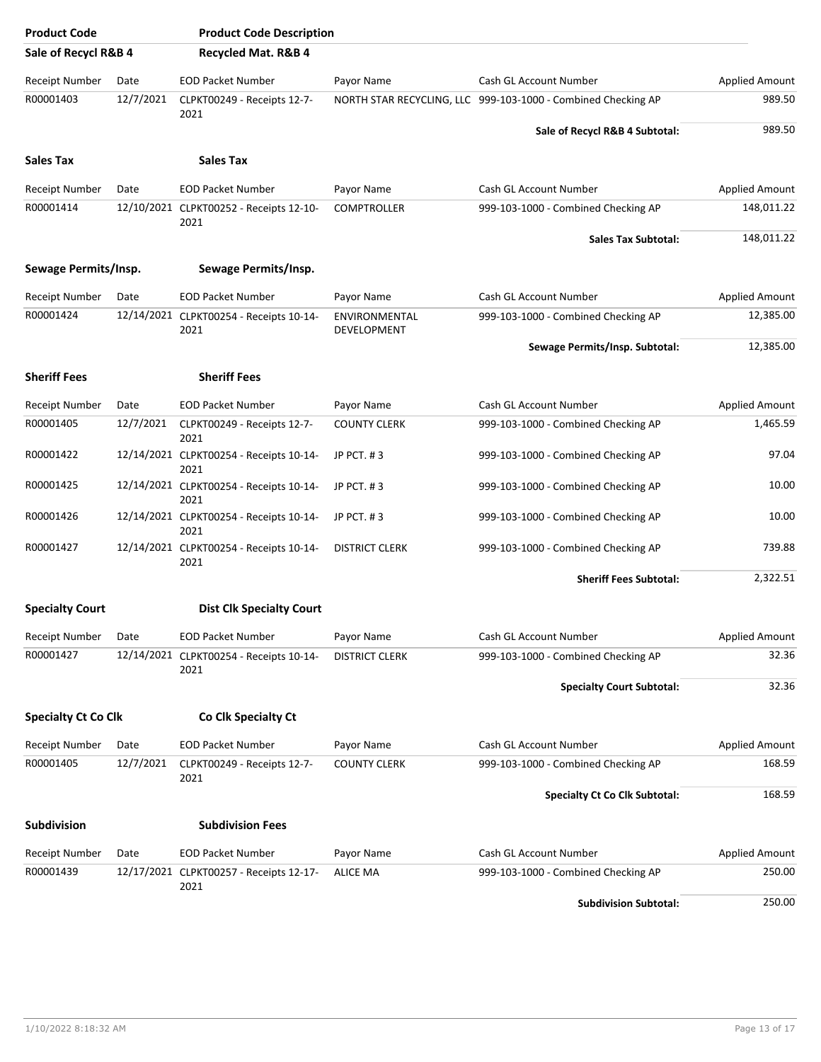| Product Code | Product Code Description | | | | |
|---|---|---|---|---|---|
| **Sale of Recycl R&B 4** | **Recycled Mat. R&B 4** | | | | |

| Receipt Number | Date | EOD Packet Number | Payor Name | Cash GL Account Number | Applied Amount |
|---|---|---|---|---|---|
| R00001403 | 12/7/2021 | CLPKT00249 - Receipts 12-7-2021 | NORTH STAR RECYCLING, LLC | 999-103-1000 - Combined Checking AP | 989.50 |
| | | | | **Sale of Recycl R&B 4 Subtotal:** | 989.50 |

**Sales Tax** — **Sales Tax**

| Receipt Number | Date | EOD Packet Number | Payor Name | Cash GL Account Number | Applied Amount |
|---|---|---|---|---|---|
| R00001414 | 12/10/2021 | CLPKT00252 - Receipts 12-10-2021 | COMPTROLLER | 999-103-1000 - Combined Checking AP | 148,011.22 |
| | | | | **Sales Tax Subtotal:** | 148,011.22 |

**Sewage Permits/Insp.** — **Sewage Permits/Insp.**

| Receipt Number | Date | EOD Packet Number | Payor Name | Cash GL Account Number | Applied Amount |
|---|---|---|---|---|---|
| R00001424 | 12/14/2021 | CLPKT00254 - Receipts 10-14-2021 | ENVIRONMENTAL DEVELOPMENT | 999-103-1000 - Combined Checking AP | 12,385.00 |
| | | | | **Sewage Permits/Insp. Subtotal:** | 12,385.00 |

**Sheriff Fees** — **Sheriff Fees**

| Receipt Number | Date | EOD Packet Number | Payor Name | Cash GL Account Number | Applied Amount |
|---|---|---|---|---|---|
| R00001405 | 12/7/2021 | CLPKT00249 - Receipts 12-7-2021 | COUNTY CLERK | 999-103-1000 - Combined Checking AP | 1,465.59 |
| R00001422 | 12/14/2021 | CLPKT00254 - Receipts 10-14-2021 | JP PCT. # 3 | 999-103-1000 - Combined Checking AP | 97.04 |
| R00001425 | 12/14/2021 | CLPKT00254 - Receipts 10-14-2021 | JP PCT. # 3 | 999-103-1000 - Combined Checking AP | 10.00 |
| R00001426 | 12/14/2021 | CLPKT00254 - Receipts 10-14-2021 | JP PCT. # 3 | 999-103-1000 - Combined Checking AP | 10.00 |
| R00001427 | 12/14/2021 | CLPKT00254 - Receipts 10-14-2021 | DISTRICT CLERK | 999-103-1000 - Combined Checking AP | 739.88 |
| | | | | **Sheriff Fees Subtotal:** | 2,322.51 |

**Specialty Court** — **Dist Clk Specialty Court**

| Receipt Number | Date | EOD Packet Number | Payor Name | Cash GL Account Number | Applied Amount |
|---|---|---|---|---|---|
| R00001427 | 12/14/2021 | CLPKT00254 - Receipts 10-14-2021 | DISTRICT CLERK | 999-103-1000 - Combined Checking AP | 32.36 |
| | | | | **Specialty Court Subtotal:** | 32.36 |

**Specialty Ct Co Clk** — **Co Clk Specialty Ct**

| Receipt Number | Date | EOD Packet Number | Payor Name | Cash GL Account Number | Applied Amount |
|---|---|---|---|---|---|
| R00001405 | 12/7/2021 | CLPKT00249 - Receipts 12-7-2021 | COUNTY CLERK | 999-103-1000 - Combined Checking AP | 168.59 |
| | | | | **Specialty Ct Co Clk Subtotal:** | 168.59 |

**Subdivision** — **Subdivision Fees**

| Receipt Number | Date | EOD Packet Number | Payor Name | Cash GL Account Number | Applied Amount |
|---|---|---|---|---|---|
| R00001439 | 12/17/2021 | CLPKT00257 - Receipts 12-17-2021 | ALICE MA | 999-103-1000 - Combined Checking AP | 250.00 |
| | | | | **Subdivision Subtotal:** | 250.00 |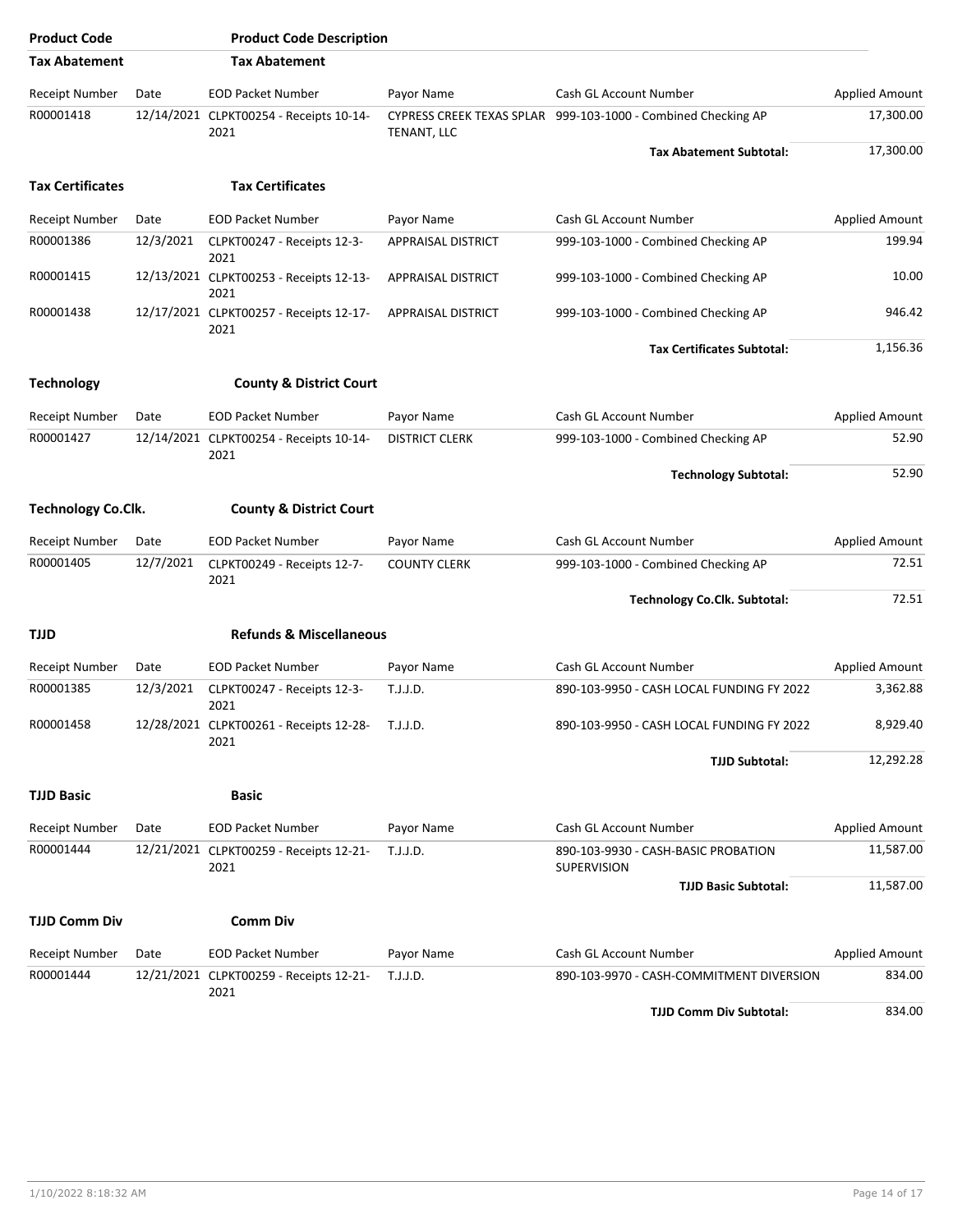| Product Code | Product Code Description |
|---|---|

**Tax Abatement** — **Tax Abatement**

| Receipt Number | Date | EOD Packet Number | Payor Name | Cash GL Account Number | Applied Amount |
|---|---|---|---|---|---|
| R00001418 | 12/14/2021 | CLPKT00254 - Receipts 10-14-2021 | CYPRESS CREEK TEXAS SPLAR TENANT, LLC | 999-103-1000 - Combined Checking AP | 17,300.00 |
| | | | | **Tax Abatement Subtotal:** | 17,300.00 |

**Tax Certificates** — **Tax Certificates**

| Receipt Number | Date | EOD Packet Number | Payor Name | Cash GL Account Number | Applied Amount |
|---|---|---|---|---|---|
| R00001386 | 12/3/2021 | CLPKT00247 - Receipts 12-3-2021 | APPRAISAL DISTRICT | 999-103-1000 - Combined Checking AP | 199.94 |
| R00001415 | 12/13/2021 | CLPKT00253 - Receipts 12-13-2021 | APPRAISAL DISTRICT | 999-103-1000 - Combined Checking AP | 10.00 |
| R00001438 | 12/17/2021 | CLPKT00257 - Receipts 12-17-2021 | APPRAISAL DISTRICT | 999-103-1000 - Combined Checking AP | 946.42 |
| | | | | **Tax Certificates Subtotal:** | 1,156.36 |

**Technology** — **County & District Court**

| Receipt Number | Date | EOD Packet Number | Payor Name | Cash GL Account Number | Applied Amount |
|---|---|---|---|---|---|
| R00001427 | 12/14/2021 | CLPKT00254 - Receipts 10-14-2021 | DISTRICT CLERK | 999-103-1000 - Combined Checking AP | 52.90 |
| | | | | **Technology Subtotal:** | 52.90 |

**Technology Co.Clk.** — **County & District Court**

| Receipt Number | Date | EOD Packet Number | Payor Name | Cash GL Account Number | Applied Amount |
|---|---|---|---|---|---|
| R00001405 | 12/7/2021 | CLPKT00249 - Receipts 12-7-2021 | COUNTY CLERK | 999-103-1000 - Combined Checking AP | 72.51 |
| | | | | **Technology Co.Clk. Subtotal:** | 72.51 |

**TJJD** — **Refunds & Miscellaneous**

| Receipt Number | Date | EOD Packet Number | Payor Name | Cash GL Account Number | Applied Amount |
|---|---|---|---|---|---|
| R00001385 | 12/3/2021 | CLPKT00247 - Receipts 12-3-2021 | T.J.J.D. | 890-103-9950 - CASH LOCAL FUNDING FY 2022 | 3,362.88 |
| R00001458 | 12/28/2021 | CLPKT00261 - Receipts 12-28-2021 | T.J.J.D. | 890-103-9950 - CASH LOCAL FUNDING FY 2022 | 8,929.40 |
| | | | | **TJJD Subtotal:** | 12,292.28 |

**TJJD Basic** — **Basic**

| Receipt Number | Date | EOD Packet Number | Payor Name | Cash GL Account Number | Applied Amount |
|---|---|---|---|---|---|
| R00001444 | 12/21/2021 | CLPKT00259 - Receipts 12-21-2021 | T.J.J.D. | 890-103-9930 - CASH-BASIC PROBATION SUPERVISION | 11,587.00 |
| | | | | **TJJD Basic Subtotal:** | 11,587.00 |

**TJJD Comm Div** — **Comm Div**

| Receipt Number | Date | EOD Packet Number | Payor Name | Cash GL Account Number | Applied Amount |
|---|---|---|---|---|---|
| R00001444 | 12/21/2021 | CLPKT00259 - Receipts 12-21-2021 | T.J.J.D. | 890-103-9970 - CASH-COMMITMENT DIVERSION | 834.00 |
| | | | | **TJJD Comm Div Subtotal:** | 834.00 |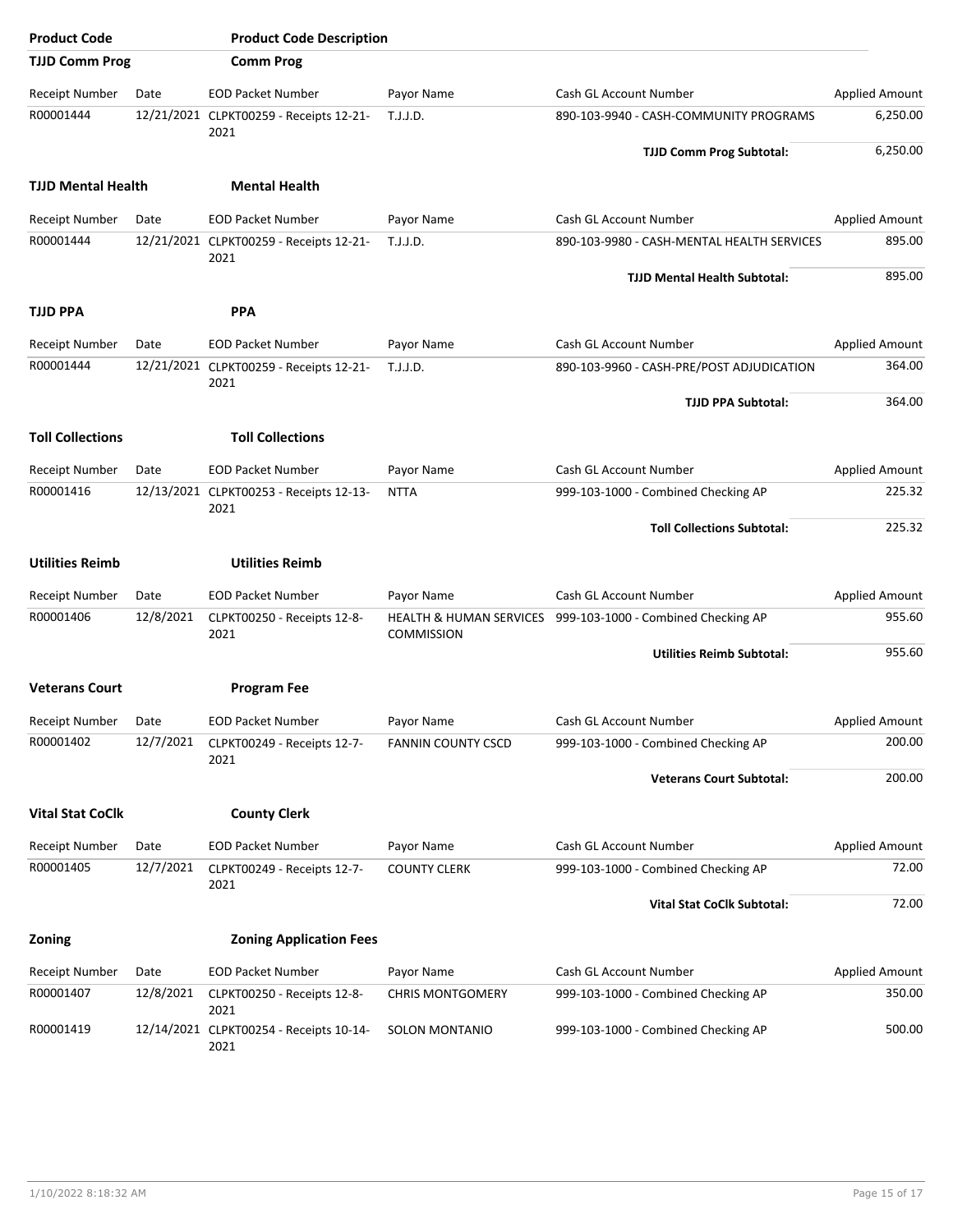| Product Code | Product Code Description | | | | |
|---|---|---|---|---|---|
| **TJJD Comm Prog** | **Comm Prog** | | | | |

| Receipt Number | Date | EOD Packet Number | Payor Name | Cash GL Account Number | Applied Amount |
|---|---|---|---|---|---|
| R00001444 | 12/21/2021 | CLPKT00259 - Receipts 12-21-2021 | T.J.J.D. | 890-103-9940 - CASH-COMMUNITY PROGRAMS | 6,250.00 |
| | | | | **TJJD Comm Prog Subtotal:** | 6,250.00 |

**TJJD Mental Health** **Mental Health**

| Receipt Number | Date | EOD Packet Number | Payor Name | Cash GL Account Number | Applied Amount |
|---|---|---|---|---|---|
| R00001444 | 12/21/2021 | CLPKT00259 - Receipts 12-21-2021 | T.J.J.D. | 890-103-9980 - CASH-MENTAL HEALTH SERVICES | 895.00 |
| | | | | **TJJD Mental Health Subtotal:** | 895.00 |

**TJJD PPA** **PPA**

| Receipt Number | Date | EOD Packet Number | Payor Name | Cash GL Account Number | Applied Amount |
|---|---|---|---|---|---|
| R00001444 | 12/21/2021 | CLPKT00259 - Receipts 12-21-2021 | T.J.J.D. | 890-103-9960 - CASH-PRE/POST ADJUDICATION | 364.00 |
| | | | | **TJJD PPA Subtotal:** | 364.00 |

**Toll Collections** **Toll Collections**

| Receipt Number | Date | EOD Packet Number | Payor Name | Cash GL Account Number | Applied Amount |
|---|---|---|---|---|---|
| R00001416 | 12/13/2021 | CLPKT00253 - Receipts 12-13-2021 | NTTA | 999-103-1000 - Combined Checking AP | 225.32 |
| | | | | **Toll Collections Subtotal:** | 225.32 |

**Utilities Reimb** **Utilities Reimb**

| Receipt Number | Date | EOD Packet Number | Payor Name | Cash GL Account Number | Applied Amount |
|---|---|---|---|---|---|
| R00001406 | 12/8/2021 | CLPKT00250 - Receipts 12-8-2021 | HEALTH & HUMAN SERVICES COMMISSION | 999-103-1000 - Combined Checking AP | 955.60 |
| | | | | **Utilities Reimb Subtotal:** | 955.60 |

**Veterans Court** **Program Fee**

| Receipt Number | Date | EOD Packet Number | Payor Name | Cash GL Account Number | Applied Amount |
|---|---|---|---|---|---|
| R00001402 | 12/7/2021 | CLPKT00249 - Receipts 12-7-2021 | FANNIN COUNTY CSCD | 999-103-1000 - Combined Checking AP | 200.00 |
| | | | | **Veterans Court Subtotal:** | 200.00 |

**Vital Stat CoClk** **County Clerk**

| Receipt Number | Date | EOD Packet Number | Payor Name | Cash GL Account Number | Applied Amount |
|---|---|---|---|---|---|
| R00001405 | 12/7/2021 | CLPKT00249 - Receipts 12-7-2021 | COUNTY CLERK | 999-103-1000 - Combined Checking AP | 72.00 |
| | | | | **Vital Stat CoClk Subtotal:** | 72.00 |

**Zoning** **Zoning Application Fees**

| Receipt Number | Date | EOD Packet Number | Payor Name | Cash GL Account Number | Applied Amount |
|---|---|---|---|---|---|
| R00001407 | 12/8/2021 | CLPKT00250 - Receipts 12-8-2021 | CHRIS MONTGOMERY | 999-103-1000 - Combined Checking AP | 350.00 |
| R00001419 | 12/14/2021 | CLPKT00254 - Receipts 10-14-2021 | SOLON MONTANIO | 999-103-1000 - Combined Checking AP | 500.00 |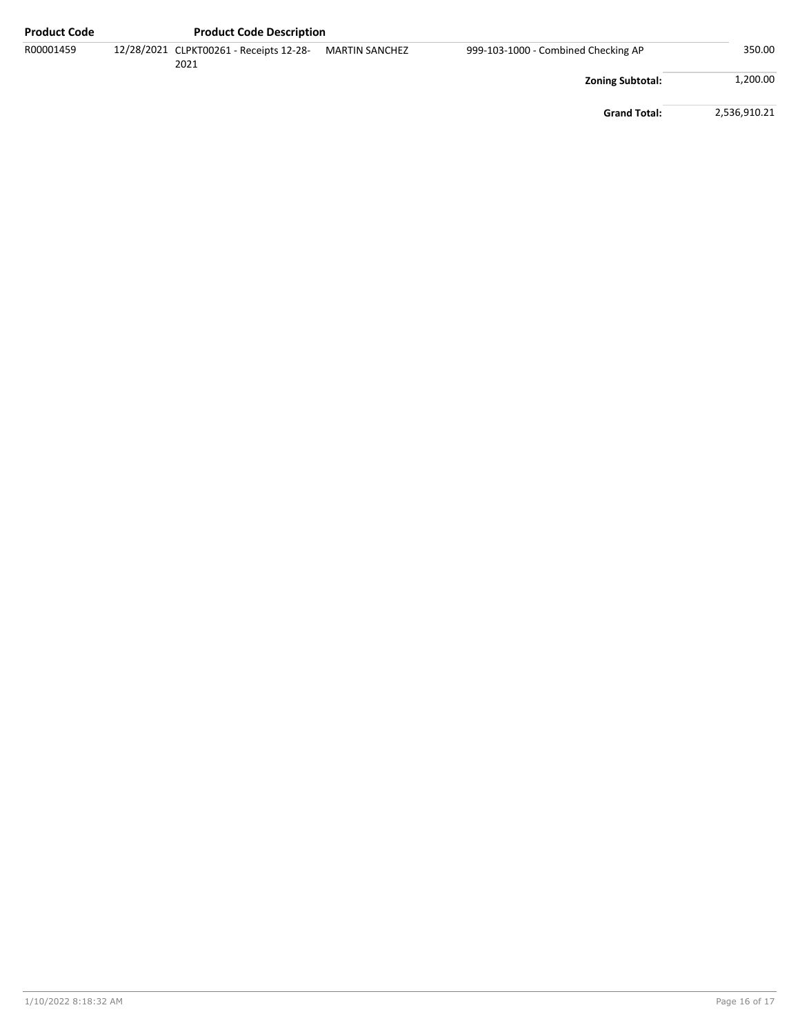| Product Code | | Product Code Description | | | |
| --- | --- | --- | --- | --- | --- |
| R00001459 | 12/28/2021 | CLPKT00261 - Receipts 12-28-2021 | MARTIN SANCHEZ | 999-103-1000 - Combined Checking AP | 350.00 |
| | | | | **Zoning Subtotal:** | 1,200.00 |
| | | | | **Grand Total:** | 2,536,910.21 |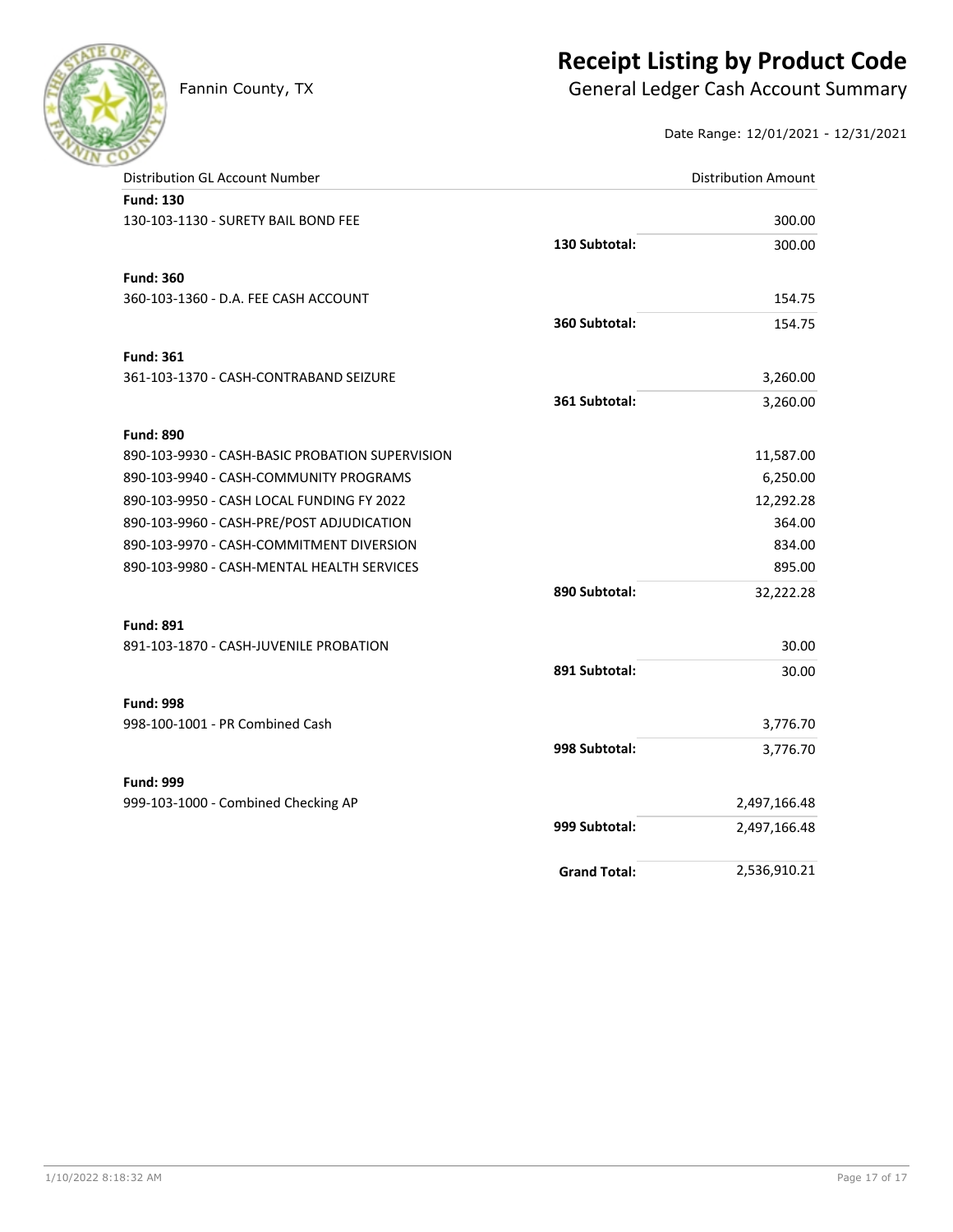Fannin County, TX

# Receipt Listing by Product Code

## General Ledger Cash Account Summary

Date Range: 12/01/2021 - 12/31/2021

| Distribution GL Account Number | | Distribution Amount |
|---|---|---|
| **Fund: 130** | | |
| 130-103-1130 - SURETY BAIL BOND FEE | | 300.00 |
| | **130 Subtotal:** | 300.00 |
| **Fund: 360** | | |
| 360-103-1360 - D.A. FEE CASH ACCOUNT | | 154.75 |
| | **360 Subtotal:** | 154.75 |
| **Fund: 361** | | |
| 361-103-1370 - CASH-CONTRABAND SEIZURE | | 3,260.00 |
| | **361 Subtotal:** | 3,260.00 |
| **Fund: 890** | | |
| 890-103-9930 - CASH-BASIC PROBATION SUPERVISION | | 11,587.00 |
| 890-103-9940 - CASH-COMMUNITY PROGRAMS | | 6,250.00 |
| 890-103-9950 - CASH LOCAL FUNDING FY 2022 | | 12,292.28 |
| 890-103-9960 - CASH-PRE/POST ADJUDICATION | | 364.00 |
| 890-103-9970 - CASH-COMMITMENT DIVERSION | | 834.00 |
| 890-103-9980 - CASH-MENTAL HEALTH SERVICES | | 895.00 |
| | **890 Subtotal:** | 32,222.28 |
| **Fund: 891** | | |
| 891-103-1870 - CASH-JUVENILE PROBATION | | 30.00 |
| | **891 Subtotal:** | 30.00 |
| **Fund: 998** | | |
| 998-100-1001 - PR Combined Cash | | 3,776.70 |
| | **998 Subtotal:** | 3,776.70 |
| **Fund: 999** | | |
| 999-103-1000 - Combined Checking AP | | 2,497,166.48 |
| | **999 Subtotal:** | 2,497,166.48 |
| | **Grand Total:** | 2,536,910.21 |

1/10/2022 8:18:32 AM